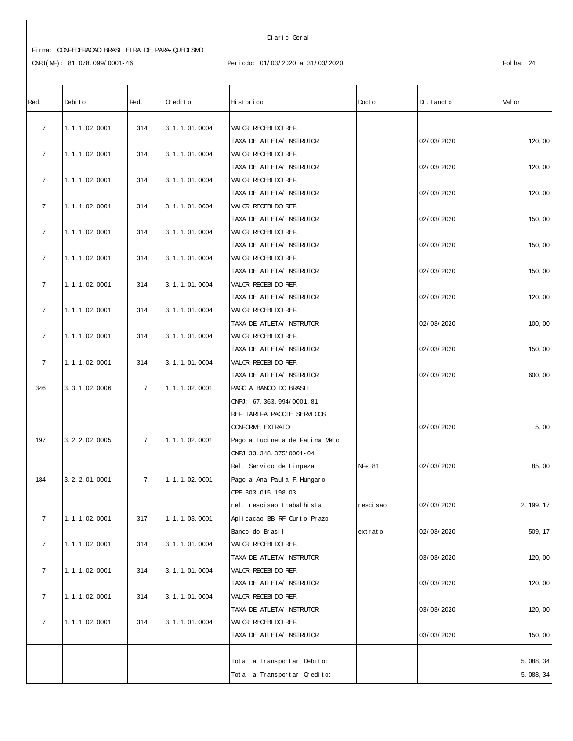Diario Geral

Firma: CONFEDERACAO BRASILEIRA DE PARA-QUEDISMO

CNPJ(MF): 81.078.099/0001-46 Periodo: 01/03/2020 a 31/03/2020 Folha: 24

| Red. | Debito | Red. | Credito | Historico | Docto | Dt. Lancto | Valor |
|---|---|---|---|---|---|---|---|
| 7 | 1.1.1.02.0001 | 314 | 3.1.1.01.0004 | VALOR RECEBIDO REF. TAXA DE ATLETA/INSTRUTOR | | 02/03/2020 | 120,00 |
| 7 | 1.1.1.02.0001 | 314 | 3.1.1.01.0004 | VALOR RECEBIDO REF. TAXA DE ATLETA/INSTRUTOR | | 02/03/2020 | 120,00 |
| 7 | 1.1.1.02.0001 | 314 | 3.1.1.01.0004 | VALOR RECEBIDO REF. TAXA DE ATLETA/INSTRUTOR | | 02/03/2020 | 120,00 |
| 7 | 1.1.1.02.0001 | 314 | 3.1.1.01.0004 | VALOR RECEBIDO REF. TAXA DE ATLETA/INSTRUTOR | | 02/03/2020 | 150,00 |
| 7 | 1.1.1.02.0001 | 314 | 3.1.1.01.0004 | VALOR RECEBIDO REF. TAXA DE ATLETA/INSTRUTOR | | 02/03/2020 | 150,00 |
| 7 | 1.1.1.02.0001 | 314 | 3.1.1.01.0004 | VALOR RECEBIDO REF. TAXA DE ATLETA/INSTRUTOR | | 02/03/2020 | 150,00 |
| 7 | 1.1.1.02.0001 | 314 | 3.1.1.01.0004 | VALOR RECEBIDO REF. TAXA DE ATLETA/INSTRUTOR | | 02/03/2020 | 120,00 |
| 7 | 1.1.1.02.0001 | 314 | 3.1.1.01.0004 | VALOR RECEBIDO REF. TAXA DE ATLETA/INSTRUTOR | | 02/03/2020 | 100,00 |
| 7 | 1.1.1.02.0001 | 314 | 3.1.1.01.0004 | VALOR RECEBIDO REF. TAXA DE ATLETA/INSTRUTOR | | 02/03/2020 | 150,00 |
| 7 | 1.1.1.02.0001 | 314 | 3.1.1.01.0004 | VALOR RECEBIDO REF. TAXA DE ATLETA/INSTRUTOR | | 02/03/2020 | 600,00 |
| 346 | 3.3.1.02.0006 | 7 | 1.1.1.02.0001 | PAGO A BANCO DO BRASIL CNPJ: 67.363.994/0001.81 REF TARIFA PACOTE SERVICOS CONFORME EXTRATO | | 02/03/2020 | 5,00 |
| 197 | 3.2.2.02.0005 | 7 | 1.1.1.02.0001 | Pago a Lucineia de Fatima Melo CNPJ 33.348.375/0001-04 Ref. Servico de Limpeza | NFe 81 | 02/03/2020 | 85,00 |
| 184 | 3.2.2.01.0001 | 7 | 1.1.1.02.0001 | Pago a Ana Paula F.Hungaro CPF 303.015.198-03 ref. rescisao trabalhista | rescisao | 02/03/2020 | 2.199,17 |
| 7 | 1.1.1.02.0001 | 317 | 1.1.1.03.0001 | Aplicacao BB RF Curto Prazo Banco do Brasil | extrato | 02/03/2020 | 509,17 |
| 7 | 1.1.1.02.0001 | 314 | 3.1.1.01.0004 | VALOR RECEBIDO REF. TAXA DE ATLETA/INSTRUTOR | | 03/03/2020 | 120,00 |
| 7 | 1.1.1.02.0001 | 314 | 3.1.1.01.0004 | VALOR RECEBIDO REF. TAXA DE ATLETA/INSTRUTOR | | 03/03/2020 | 120,00 |
| 7 | 1.1.1.02.0001 | 314 | 3.1.1.01.0004 | VALOR RECEBIDO REF. TAXA DE ATLETA/INSTRUTOR | | 03/03/2020 | 120,00 |
| 7 | 1.1.1.02.0001 | 314 | 3.1.1.01.0004 | VALOR RECEBIDO REF. TAXA DE ATLETA/INSTRUTOR | | 03/03/2020 | 150,00 |
| | | | | Total a Transportar Debito: | | | 5.088,34 |
| | | | | Total a Transportar Credito: | | | 5.088,34 |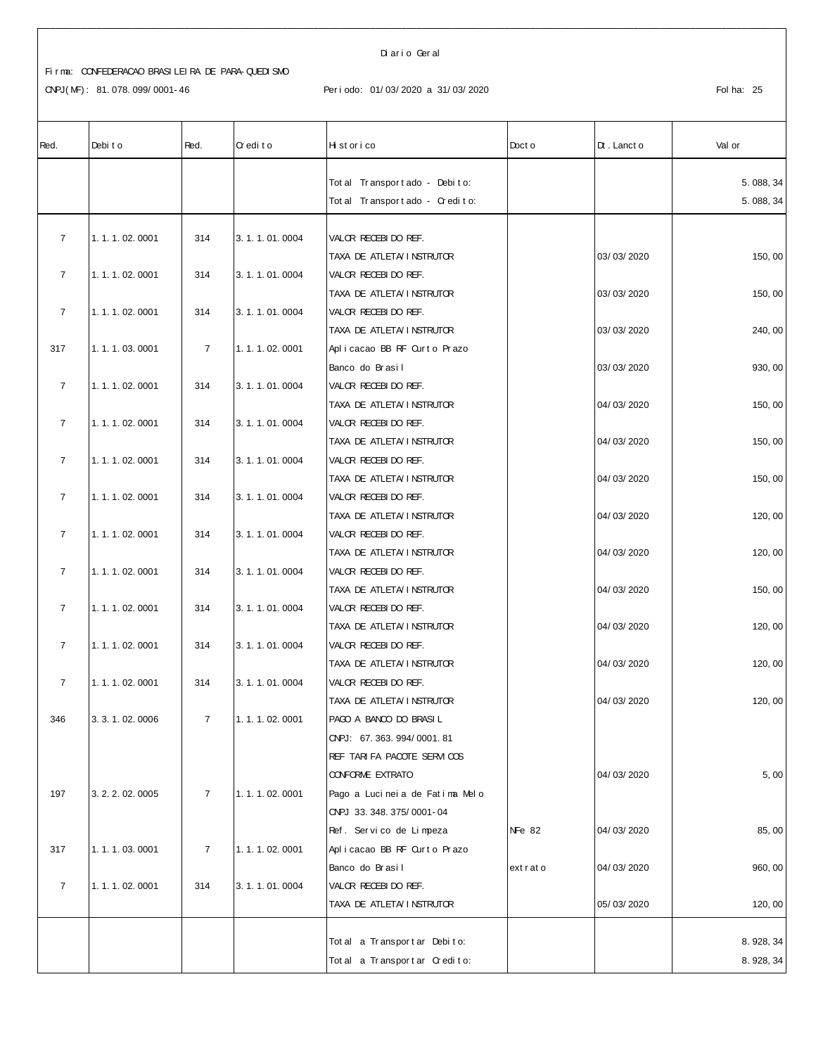Diario Geral

Firma: CONFEDERACAO BRASILEIRA DE PARA-QUEDISMO

CNPJ(MF): 81.078.099/0001-46

Periodo: 01/03/2020 a 31/03/2020

Folha: 25

| Red. | Debito | Red. | Credito | Historico | Docto | Dt.Lancto | Valor |
|---|---|---|---|---|---|---|---|
| | | | | Total Transportado - Debito: | | | 5.088,34 |
| | | | | Total Transportado - Credito: | | | 5.088,34 |
| 7 | 1.1.1.02.0001 | 314 | 3.1.1.01.0004 | VALOR RECEBIDO REF. TAXA DE ATLETA/INSTRUTOR | | 03/03/2020 | 150,00 |
| 7 | 1.1.1.02.0001 | 314 | 3.1.1.01.0004 | VALOR RECEBIDO REF. TAXA DE ATLETA/INSTRUTOR | | 03/03/2020 | 150,00 |
| 7 | 1.1.1.02.0001 | 314 | 3.1.1.01.0004 | VALOR RECEBIDO REF. TAXA DE ATLETA/INSTRUTOR | | 03/03/2020 | 240,00 |
| 317 | 1.1.1.03.0001 | 7 | 1.1.1.02.0001 | Aplicacao BB RF Curto Prazo Banco do Brasil | | 03/03/2020 | 930,00 |
| 7 | 1.1.1.02.0001 | 314 | 3.1.1.01.0004 | VALOR RECEBIDO REF. TAXA DE ATLETA/INSTRUTOR | | 04/03/2020 | 150,00 |
| 7 | 1.1.1.02.0001 | 314 | 3.1.1.01.0004 | VALOR RECEBIDO REF. TAXA DE ATLETA/INSTRUTOR | | 04/03/2020 | 150,00 |
| 7 | 1.1.1.02.0001 | 314 | 3.1.1.01.0004 | VALOR RECEBIDO REF. TAXA DE ATLETA/INSTRUTOR | | 04/03/2020 | 150,00 |
| 7 | 1.1.1.02.0001 | 314 | 3.1.1.01.0004 | VALOR RECEBIDO REF. TAXA DE ATLETA/INSTRUTOR | | 04/03/2020 | 120,00 |
| 7 | 1.1.1.02.0001 | 314 | 3.1.1.01.0004 | VALOR RECEBIDO REF. TAXA DE ATLETA/INSTRUTOR | | 04/03/2020 | 120,00 |
| 7 | 1.1.1.02.0001 | 314 | 3.1.1.01.0004 | VALOR RECEBIDO REF. TAXA DE ATLETA/INSTRUTOR | | 04/03/2020 | 150,00 |
| 7 | 1.1.1.02.0001 | 314 | 3.1.1.01.0004 | VALOR RECEBIDO REF. TAXA DE ATLETA/INSTRUTOR | | 04/03/2020 | 120,00 |
| 7 | 1.1.1.02.0001 | 314 | 3.1.1.01.0004 | VALOR RECEBIDO REF. TAXA DE ATLETA/INSTRUTOR | | 04/03/2020 | 120,00 |
| 7 | 1.1.1.02.0001 | 314 | 3.1.1.01.0004 | VALOR RECEBIDO REF. TAXA DE ATLETA/INSTRUTOR | | 04/03/2020 | 120,00 |
| 346 | 3.3.1.02.0006 | 7 | 1.1.1.02.0001 | PAGO A BANCO DO BRASIL CNPJ: 67.363.994/0001.81 REF TARIFA PACOTE SERVICOS CONFORME EXTRATO | | 04/03/2020 | 5,00 |
| 197 | 3.2.2.02.0005 | 7 | 1.1.1.02.0001 | Pago a Lucineia de Fatima Melo CNPJ 33.348.375/0001-04 Ref. Servico de Limpeza | NFe 82 | 04/03/2020 | 85,00 |
| 317 | 1.1.1.03.0001 | 7 | 1.1.1.02.0001 | Aplicacao BB RF Curto Prazo Banco do Brasil | extrato | 04/03/2020 | 960,00 |
| 7 | 1.1.1.02.0001 | 314 | 3.1.1.01.0004 | VALOR RECEBIDO REF. TAXA DE ATLETA/INSTRUTOR | | 05/03/2020 | 120,00 |
| | | | | Total a Transportar Debito: | | | 8.928,34 |
| | | | | Total a Transportar Credito: | | | 8.928,34 |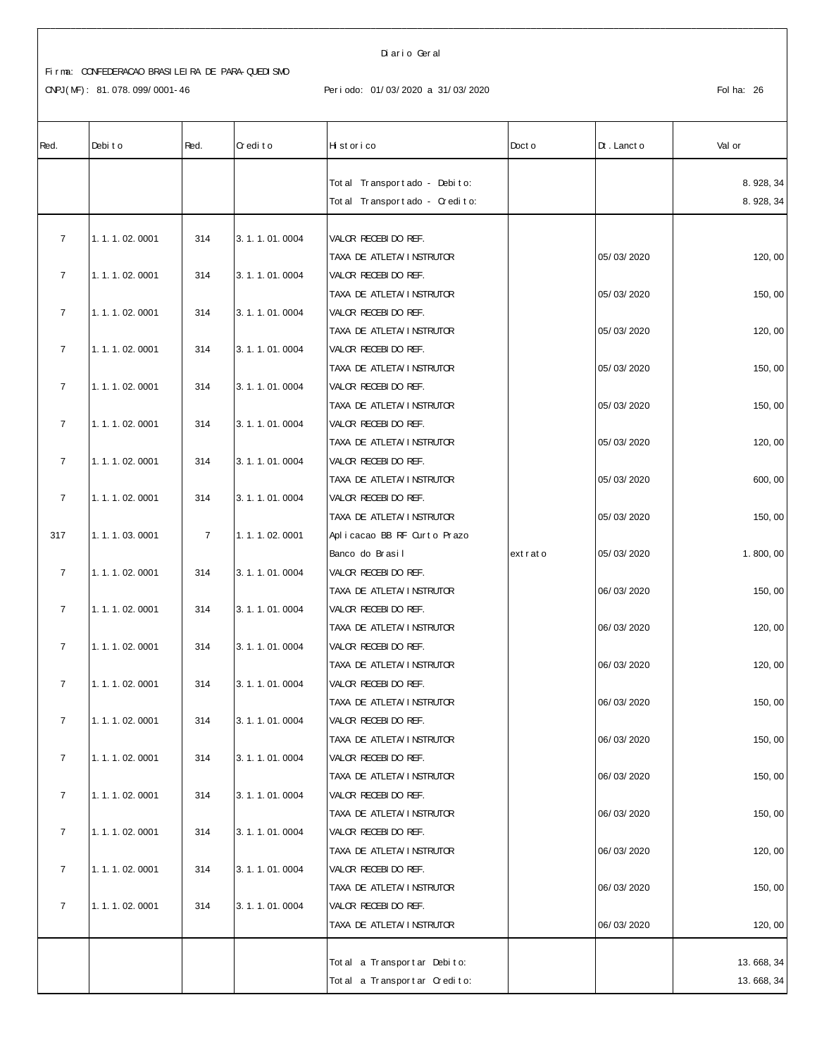Diario Geral

Firma: CONFEDERACAO BRASILEIRA DE PARA-QUEDISMO

CNPJ(MF): 81.078.099/0001-46 Periodo: 01/03/2020 a 31/03/2020 Folha: 26

| Red. | Debito | Red. | Credito | Historico | Docto | Dt.Lancto | Valor |
|---|---|---|---|---|---|---|---|
| | | | | Total Transportado - Debito: | | | 8.928,34 |
| | | | | Total Transportado - Credito: | | | 8.928,34 |
| 7 | 1.1.1.02.0001 | 314 | 3.1.1.01.0004 | VALOR RECEBIDO REF. TAXA DE ATLETA/INSTRUTOR | | 05/03/2020 | 120,00 |
| 7 | 1.1.1.02.0001 | 314 | 3.1.1.01.0004 | VALOR RECEBIDO REF. TAXA DE ATLETA/INSTRUTOR | | 05/03/2020 | 150,00 |
| 7 | 1.1.1.02.0001 | 314 | 3.1.1.01.0004 | VALOR RECEBIDO REF. TAXA DE ATLETA/INSTRUTOR | | 05/03/2020 | 120,00 |
| 7 | 1.1.1.02.0001 | 314 | 3.1.1.01.0004 | VALOR RECEBIDO REF. TAXA DE ATLETA/INSTRUTOR | | 05/03/2020 | 150,00 |
| 7 | 1.1.1.02.0001 | 314 | 3.1.1.01.0004 | VALOR RECEBIDO REF. TAXA DE ATLETA/INSTRUTOR | | 05/03/2020 | 150,00 |
| 7 | 1.1.1.02.0001 | 314 | 3.1.1.01.0004 | VALOR RECEBIDO REF. TAXA DE ATLETA/INSTRUTOR | | 05/03/2020 | 120,00 |
| 7 | 1.1.1.02.0001 | 314 | 3.1.1.01.0004 | VALOR RECEBIDO REF. TAXA DE ATLETA/INSTRUTOR | | 05/03/2020 | 600,00 |
| 7 | 1.1.1.02.0001 | 314 | 3.1.1.01.0004 | VALOR RECEBIDO REF. TAXA DE ATLETA/INSTRUTOR | | 05/03/2020 | 150,00 |
| 317 | 1.1.1.03.0001 | 7 | 1.1.1.02.0001 | Aplicacao BB RF Curto Prazo Banco do Brasil | extrato | 05/03/2020 | 1.800,00 |
| 7 | 1.1.1.02.0001 | 314 | 3.1.1.01.0004 | VALOR RECEBIDO REF. TAXA DE ATLETA/INSTRUTOR | | 06/03/2020 | 150,00 |
| 7 | 1.1.1.02.0001 | 314 | 3.1.1.01.0004 | VALOR RECEBIDO REF. TAXA DE ATLETA/INSTRUTOR | | 06/03/2020 | 120,00 |
| 7 | 1.1.1.02.0001 | 314 | 3.1.1.01.0004 | VALOR RECEBIDO REF. TAXA DE ATLETA/INSTRUTOR | | 06/03/2020 | 120,00 |
| 7 | 1.1.1.02.0001 | 314 | 3.1.1.01.0004 | VALOR RECEBIDO REF. TAXA DE ATLETA/INSTRUTOR | | 06/03/2020 | 150,00 |
| 7 | 1.1.1.02.0001 | 314 | 3.1.1.01.0004 | VALOR RECEBIDO REF. TAXA DE ATLETA/INSTRUTOR | | 06/03/2020 | 150,00 |
| 7 | 1.1.1.02.0001 | 314 | 3.1.1.01.0004 | VALOR RECEBIDO REF. TAXA DE ATLETA/INSTRUTOR | | 06/03/2020 | 150,00 |
| 7 | 1.1.1.02.0001 | 314 | 3.1.1.01.0004 | VALOR RECEBIDO REF. TAXA DE ATLETA/INSTRUTOR | | 06/03/2020 | 150,00 |
| 7 | 1.1.1.02.0001 | 314 | 3.1.1.01.0004 | VALOR RECEBIDO REF. TAXA DE ATLETA/INSTRUTOR | | 06/03/2020 | 120,00 |
| 7 | 1.1.1.02.0001 | 314 | 3.1.1.01.0004 | VALOR RECEBIDO REF. TAXA DE ATLETA/INSTRUTOR | | 06/03/2020 | 150,00 |
| 7 | 1.1.1.02.0001 | 314 | 3.1.1.01.0004 | VALOR RECEBIDO REF. TAXA DE ATLETA/INSTRUTOR | | 06/03/2020 | 120,00 |
| | | | | Total a Transportar Debito: | | | 13.668,34 |
| | | | | Total a Transportar Credito: | | | 13.668,34 |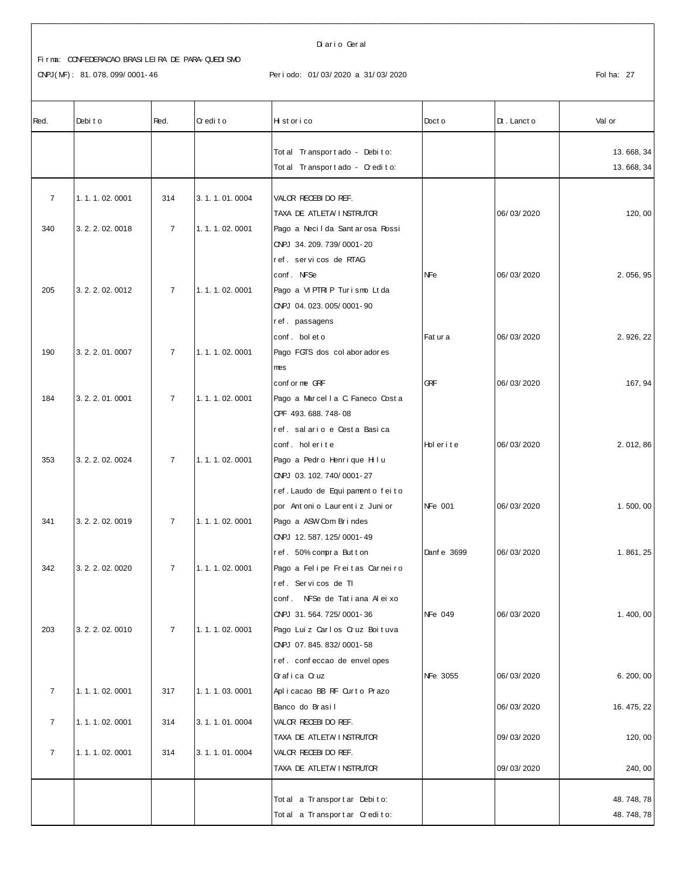Diario Geral

Firma: CONFEDERACAO BRASILEIRA DE PARA-QUEDISMO

CNPJ(MF): 81.078.099/0001-46

Periodo: 01/03/2020 a 31/03/2020

Folha: 27

| Red. | Debito | Red. | Credito | Historico | Docto | Dt.Lancto | Valor |
|---|---|---|---|---|---|---|---|
| | | | | Total Transportado - Debito: | | | 13.668,34 |
| | | | | Total Transportado - Credito: | | | 13.668,34 |
| 7 | 1.1.1.02.0001 | 314 | 3.1.1.01.0004 | VALOR RECEBIDO REF. TAXA DE ATLETA/INSTRUTOR | | 06/03/2020 | 120,00 |
| 340 | 3.2.2.02.0018 | 7 | 1.1.1.02.0001 | Pago a Necilda Santarosa Rossi CNPJ 34.209.739/0001-20 ref. servicos de RTAG conf. NFSe | NFe | 06/03/2020 | 2.056,95 |
| 205 | 3.2.2.02.0012 | 7 | 1.1.1.02.0001 | Pago a VIPTRIP Turismo Ltda CNPJ 04.023.005/0001-90 ref. passagens conf. boleto | Fatura | 06/03/2020 | 2.926,22 |
| 190 | 3.2.2.01.0007 | 7 | 1.1.1.02.0001 | Pago FGTS dos colaboradores mes conforme GRF | GRF | 06/03/2020 | 167,94 |
| 184 | 3.2.2.01.0001 | 7 | 1.1.1.02.0001 | Pago a Marcella C.Faneco Costa CPF 493.688.748-08 ref. salario e Cesta Basica conf. holerite | Holerite | 06/03/2020 | 2.012,86 |
| 353 | 3.2.2.02.0024 | 7 | 1.1.1.02.0001 | Pago a Pedro Henrique Hilu CNPJ 03.102.740/0001-27 ref.Laudo de Equipamento feito por Antonio Laurentiz Junior | NFe 001 | 06/03/2020 | 1.500,00 |
| 341 | 3.2.2.02.0019 | 7 | 1.1.1.02.0001 | Pago a ASW Com Brindes CNPJ 12.587.125/0001-49 ref. 50% compra Button | Danfe 3699 | 06/03/2020 | 1.861,25 |
| 342 | 3.2.2.02.0020 | 7 | 1.1.1.02.0001 | Pago a Felipe Freitas Carneiro ref. Servicos de TI conf. NFSe de Tatiana Aleixo CNPJ 31.564.725/0001-36 | NFe 049 | 06/03/2020 | 1.400,00 |
| 203 | 3.2.2.02.0010 | 7 | 1.1.1.02.0001 | Pago Luiz Carlos Cruz Boituva CNPJ 07.845.832/0001-58 ref. confeccao de envelopes Grafica Cruz | NFe 3055 | 06/03/2020 | 6.200,00 |
| 7 | 1.1.1.02.0001 | 317 | 1.1.1.03.0001 | Aplicacao BB RF Curto Prazo Banco do Brasil | | 06/03/2020 | 16.475,22 |
| 7 | 1.1.1.02.0001 | 314 | 3.1.1.01.0004 | VALOR RECEBIDO REF. TAXA DE ATLETA/INSTRUTOR | | 09/03/2020 | 120,00 |
| 7 | 1.1.1.02.0001 | 314 | 3.1.1.01.0004 | VALOR RECEBIDO REF. TAXA DE ATLETA/INSTRUTOR | | 09/03/2020 | 240,00 |
| | | | | Total a Transportar Debito: | | | 48.748,78 |
| | | | | Total a Transportar Credito: | | | 48.748,78 |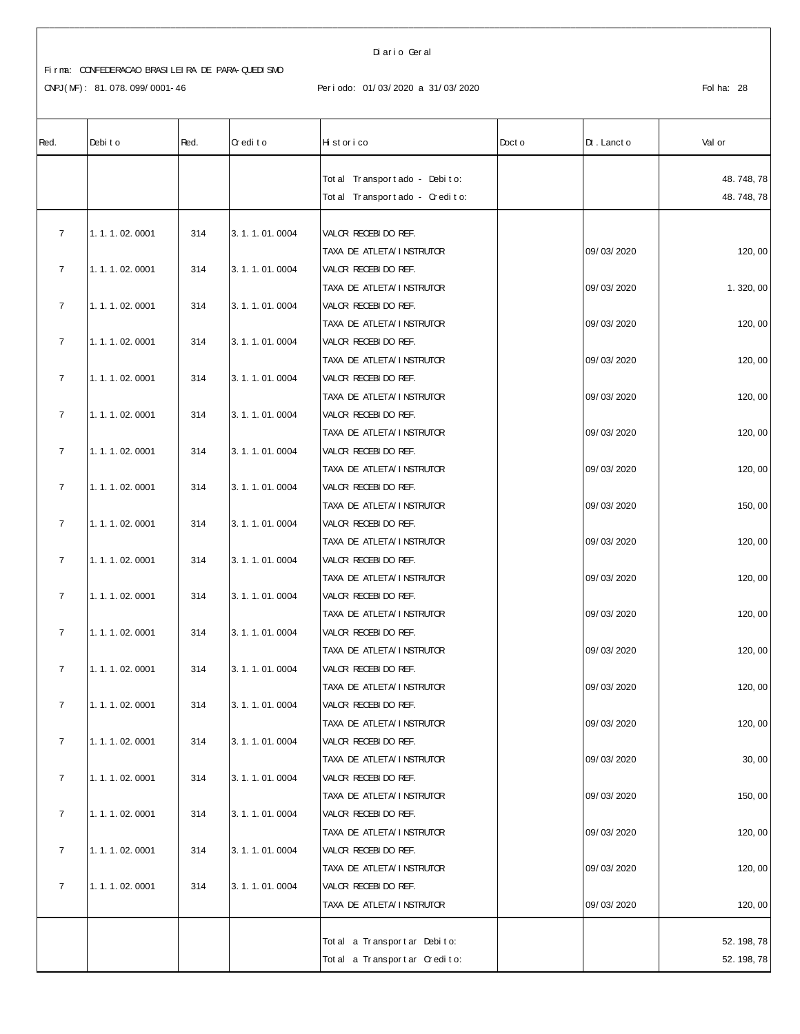Diario Geral

Firma: CONFEDERACAO BRASILEIRA DE PARA-QUEDISMO

CNPJ(MF): 81.078.099/0001-46

Periodo: 01/03/2020 a 31/03/2020

Folha: 28

| Red. | Debito | Red. | Credito | Historico | Docto | Dt. Lancto | Valor |
|---|---|---|---|---|---|---|---|
| | | | | Total Transportado - Debito: | | | 48.748,78 |
| | | | | Total Transportado - Credito: | | | 48.748,78 |
| 7 | 1.1.1.02.0001 | 314 | 3.1.1.01.0004 | VALOR RECEBIDO REF. TAXA DE ATLETA/INSTRUTOR | | 09/03/2020 | 120,00 |
| 7 | 1.1.1.02.0001 | 314 | 3.1.1.01.0004 | VALOR RECEBIDO REF. TAXA DE ATLETA/INSTRUTOR | | 09/03/2020 | 1.320,00 |
| 7 | 1.1.1.02.0001 | 314 | 3.1.1.01.0004 | VALOR RECEBIDO REF. TAXA DE ATLETA/INSTRUTOR | | 09/03/2020 | 120,00 |
| 7 | 1.1.1.02.0001 | 314 | 3.1.1.01.0004 | VALOR RECEBIDO REF. TAXA DE ATLETA/INSTRUTOR | | 09/03/2020 | 120,00 |
| 7 | 1.1.1.02.0001 | 314 | 3.1.1.01.0004 | VALOR RECEBIDO REF. TAXA DE ATLETA/INSTRUTOR | | 09/03/2020 | 120,00 |
| 7 | 1.1.1.02.0001 | 314 | 3.1.1.01.0004 | VALOR RECEBIDO REF. TAXA DE ATLETA/INSTRUTOR | | 09/03/2020 | 120,00 |
| 7 | 1.1.1.02.0001 | 314 | 3.1.1.01.0004 | VALOR RECEBIDO REF. TAXA DE ATLETA/INSTRUTOR | | 09/03/2020 | 120,00 |
| 7 | 1.1.1.02.0001 | 314 | 3.1.1.01.0004 | VALOR RECEBIDO REF. TAXA DE ATLETA/INSTRUTOR | | 09/03/2020 | 150,00 |
| 7 | 1.1.1.02.0001 | 314 | 3.1.1.01.0004 | VALOR RECEBIDO REF. TAXA DE ATLETA/INSTRUTOR | | 09/03/2020 | 120,00 |
| 7 | 1.1.1.02.0001 | 314 | 3.1.1.01.0004 | VALOR RECEBIDO REF. TAXA DE ATLETA/INSTRUTOR | | 09/03/2020 | 120,00 |
| 7 | 1.1.1.02.0001 | 314 | 3.1.1.01.0004 | VALOR RECEBIDO REF. TAXA DE ATLETA/INSTRUTOR | | 09/03/2020 | 120,00 |
| 7 | 1.1.1.02.0001 | 314 | 3.1.1.01.0004 | VALOR RECEBIDO REF. TAXA DE ATLETA/INSTRUTOR | | 09/03/2020 | 120,00 |
| 7 | 1.1.1.02.0001 | 314 | 3.1.1.01.0004 | VALOR RECEBIDO REF. TAXA DE ATLETA/INSTRUTOR | | 09/03/2020 | 120,00 |
| 7 | 1.1.1.02.0001 | 314 | 3.1.1.01.0004 | VALOR RECEBIDO REF. TAXA DE ATLETA/INSTRUTOR | | 09/03/2020 | 120,00 |
| 7 | 1.1.1.02.0001 | 314 | 3.1.1.01.0004 | VALOR RECEBIDO REF. TAXA DE ATLETA/INSTRUTOR | | 09/03/2020 | 30,00 |
| 7 | 1.1.1.02.0001 | 314 | 3.1.1.01.0004 | VALOR RECEBIDO REF. TAXA DE ATLETA/INSTRUTOR | | 09/03/2020 | 150,00 |
| 7 | 1.1.1.02.0001 | 314 | 3.1.1.01.0004 | VALOR RECEBIDO REF. TAXA DE ATLETA/INSTRUTOR | | 09/03/2020 | 120,00 |
| 7 | 1.1.1.02.0001 | 314 | 3.1.1.01.0004 | VALOR RECEBIDO REF. TAXA DE ATLETA/INSTRUTOR | | 09/03/2020 | 120,00 |
| 7 | 1.1.1.02.0001 | 314 | 3.1.1.01.0004 | VALOR RECEBIDO REF. TAXA DE ATLETA/INSTRUTOR | | 09/03/2020 | 120,00 |
| | | | | Total a Transportar Debito: | | | 52.198,78 |
| | | | | Total a Transportar Credito: | | | 52.198,78 |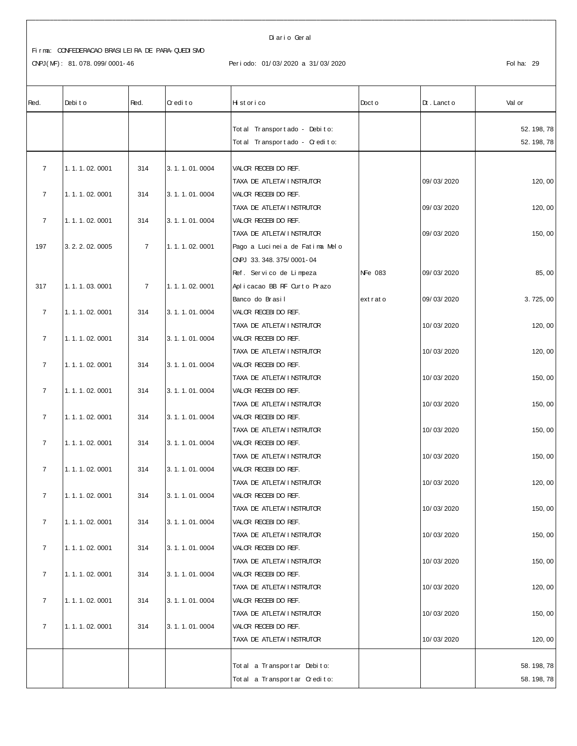Diario Geral

Firma: CONFEDERACAO BRASILEIRA DE PARA-QUEDISMO

CNPJ(MF): 81.078.099/0001-46

Periodo: 01/03/2020 a 31/03/2020

Folha: 29

| Red. | Debito | Red. | Credito | Historico | Docto | Dt.Lancto | Valor |
|---|---|---|---|---|---|---|---|
| | | | | Total Transportado - Debito: | | | 52.198,78 |
| | | | | Total Transportado - Credito: | | | 52.198,78 |
| 7 | 1.1.1.02.0001 | 314 | 3.1.1.01.0004 | VALOR RECEBIDO REF. TAXA DE ATLETA/INSTRUTOR | | 09/03/2020 | 120,00 |
| 7 | 1.1.1.02.0001 | 314 | 3.1.1.01.0004 | VALOR RECEBIDO REF. TAXA DE ATLETA/INSTRUTOR | | 09/03/2020 | 120,00 |
| 7 | 1.1.1.02.0001 | 314 | 3.1.1.01.0004 | VALOR RECEBIDO REF. TAXA DE ATLETA/INSTRUTOR | | 09/03/2020 | 150,00 |
| 197 | 3.2.2.02.0005 | 7 | 1.1.1.02.0001 | Pago a Lucineia de Fatima Melo CNPJ 33.348.375/0001-04 Ref. Servico de Limpeza | NFe 083 | 09/03/2020 | 85,00 |
| 317 | 1.1.1.03.0001 | 7 | 1.1.1.02.0001 | Aplicacao BB RF Curto Prazo Banco do Brasil | extrato | 09/03/2020 | 3.725,00 |
| 7 | 1.1.1.02.0001 | 314 | 3.1.1.01.0004 | VALOR RECEBIDO REF. TAXA DE ATLETA/INSTRUTOR | | 10/03/2020 | 120,00 |
| 7 | 1.1.1.02.0001 | 314 | 3.1.1.01.0004 | VALOR RECEBIDO REF. TAXA DE ATLETA/INSTRUTOR | | 10/03/2020 | 120,00 |
| 7 | 1.1.1.02.0001 | 314 | 3.1.1.01.0004 | VALOR RECEBIDO REF. TAXA DE ATLETA/INSTRUTOR | | 10/03/2020 | 150,00 |
| 7 | 1.1.1.02.0001 | 314 | 3.1.1.01.0004 | VALOR RECEBIDO REF. TAXA DE ATLETA/INSTRUTOR | | 10/03/2020 | 150,00 |
| 7 | 1.1.1.02.0001 | 314 | 3.1.1.01.0004 | VALOR RECEBIDO REF. TAXA DE ATLETA/INSTRUTOR | | 10/03/2020 | 150,00 |
| 7 | 1.1.1.02.0001 | 314 | 3.1.1.01.0004 | VALOR RECEBIDO REF. TAXA DE ATLETA/INSTRUTOR | | 10/03/2020 | 150,00 |
| 7 | 1.1.1.02.0001 | 314 | 3.1.1.01.0004 | VALOR RECEBIDO REF. TAXA DE ATLETA/INSTRUTOR | | 10/03/2020 | 120,00 |
| 7 | 1.1.1.02.0001 | 314 | 3.1.1.01.0004 | VALOR RECEBIDO REF. TAXA DE ATLETA/INSTRUTOR | | 10/03/2020 | 150,00 |
| 7 | 1.1.1.02.0001 | 314 | 3.1.1.01.0004 | VALOR RECEBIDO REF. TAXA DE ATLETA/INSTRUTOR | | 10/03/2020 | 150,00 |
| 7 | 1.1.1.02.0001 | 314 | 3.1.1.01.0004 | VALOR RECEBIDO REF. TAXA DE ATLETA/INSTRUTOR | | 10/03/2020 | 150,00 |
| 7 | 1.1.1.02.0001 | 314 | 3.1.1.01.0004 | VALOR RECEBIDO REF. TAXA DE ATLETA/INSTRUTOR | | 10/03/2020 | 120,00 |
| 7 | 1.1.1.02.0001 | 314 | 3.1.1.01.0004 | VALOR RECEBIDO REF. TAXA DE ATLETA/INSTRUTOR | | 10/03/2020 | 150,00 |
| 7 | 1.1.1.02.0001 | 314 | 3.1.1.01.0004 | VALOR RECEBIDO REF. TAXA DE ATLETA/INSTRUTOR | | 10/03/2020 | 120,00 |
| | | | | Total a Transportar Debito: | | | 58.198,78 |
| | | | | Total a Transportar Credito: | | | 58.198,78 |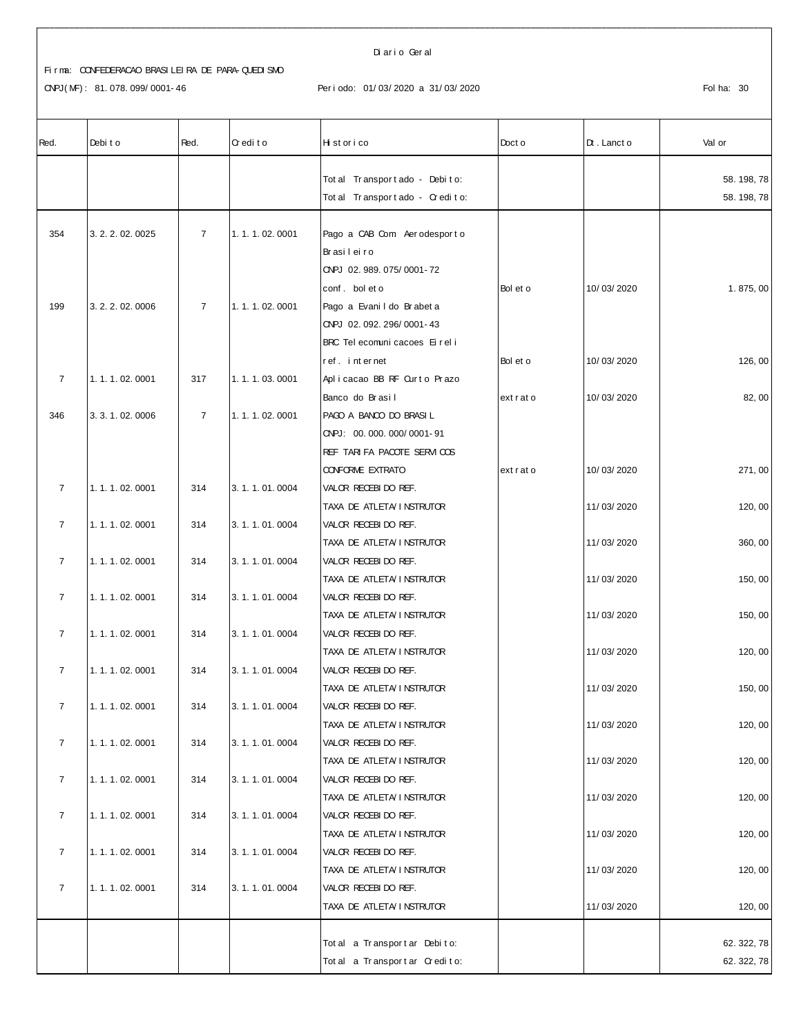Diario Geral

Firma: CONFEDERACAO BRASILEIRA DE PARA-QUEDISMO

CNPJ(MF): 81.078.099/0001-46 Periodo: 01/03/2020 a 31/03/2020 Folha: 30

| Red. | Debito | Red. | Credito | Historico | Docto | Dt.Lancto | Valor |
|---|---|---|---|---|---|---|---|
| | | | | Total Transportado - Debito: | | | 58.198,78 |
| | | | | Total Transportado - Credito: | | | 58.198,78 |
| 354 | 3.2.2.02.0025 | 7 | 1.1.1.02.0001 | Pago a CAB Com Aerodesporto Brasileiro CNPJ 02.989.075/0001-72 conf. boleto | Boleto | 10/03/2020 | 1.875,00 |
| 199 | 3.2.2.02.0006 | 7 | 1.1.1.02.0001 | Pago a Evanildo Brabeta CNPJ 02.092.296/0001-43 BRC Telecomunicacoes Eireli ref. internet | Boleto | 10/03/2020 | 126,00 |
| 7 | 1.1.1.02.0001 | 317 | 1.1.1.03.0001 | Aplicacao BB RF Curto Prazo Banco do Brasil | extrato | 10/03/2020 | 82,00 |
| 346 | 3.3.1.02.0006 | 7 | 1.1.1.02.0001 | PAGO A BANCO DO BRASIL CNPJ: 00.000.000/0001-91 REF TARIFA PACOTE SERVICOS CONFORME EXTRATO | extrato | 10/03/2020 | 271,00 |
| 7 | 1.1.1.02.0001 | 314 | 3.1.1.01.0004 | VALOR RECEBIDO REF. TAXA DE ATLETA/INSTRUTOR | | 11/03/2020 | 120,00 |
| 7 | 1.1.1.02.0001 | 314 | 3.1.1.01.0004 | VALOR RECEBIDO REF. TAXA DE ATLETA/INSTRUTOR | | 11/03/2020 | 360,00 |
| 7 | 1.1.1.02.0001 | 314 | 3.1.1.01.0004 | VALOR RECEBIDO REF. TAXA DE ATLETA/INSTRUTOR | | 11/03/2020 | 150,00 |
| 7 | 1.1.1.02.0001 | 314 | 3.1.1.01.0004 | VALOR RECEBIDO REF. TAXA DE ATLETA/INSTRUTOR | | 11/03/2020 | 150,00 |
| 7 | 1.1.1.02.0001 | 314 | 3.1.1.01.0004 | VALOR RECEBIDO REF. TAXA DE ATLETA/INSTRUTOR | | 11/03/2020 | 120,00 |
| 7 | 1.1.1.02.0001 | 314 | 3.1.1.01.0004 | VALOR RECEBIDO REF. TAXA DE ATLETA/INSTRUTOR | | 11/03/2020 | 150,00 |
| 7 | 1.1.1.02.0001 | 314 | 3.1.1.01.0004 | VALOR RECEBIDO REF. TAXA DE ATLETA/INSTRUTOR | | 11/03/2020 | 120,00 |
| 7 | 1.1.1.02.0001 | 314 | 3.1.1.01.0004 | VALOR RECEBIDO REF. TAXA DE ATLETA/INSTRUTOR | | 11/03/2020 | 120,00 |
| 7 | 1.1.1.02.0001 | 314 | 3.1.1.01.0004 | VALOR RECEBIDO REF. TAXA DE ATLETA/INSTRUTOR | | 11/03/2020 | 120,00 |
| 7 | 1.1.1.02.0001 | 314 | 3.1.1.01.0004 | VALOR RECEBIDO REF. TAXA DE ATLETA/INSTRUTOR | | 11/03/2020 | 120,00 |
| 7 | 1.1.1.02.0001 | 314 | 3.1.1.01.0004 | VALOR RECEBIDO REF. TAXA DE ATLETA/INSTRUTOR | | 11/03/2020 | 120,00 |
| 7 | 1.1.1.02.0001 | 314 | 3.1.1.01.0004 | VALOR RECEBIDO REF. TAXA DE ATLETA/INSTRUTOR | | 11/03/2020 | 120,00 |
| | | | | Total a Transportar Debito: | | | 62.322,78 |
| | | | | Total a Transportar Credito: | | | 62.322,78 |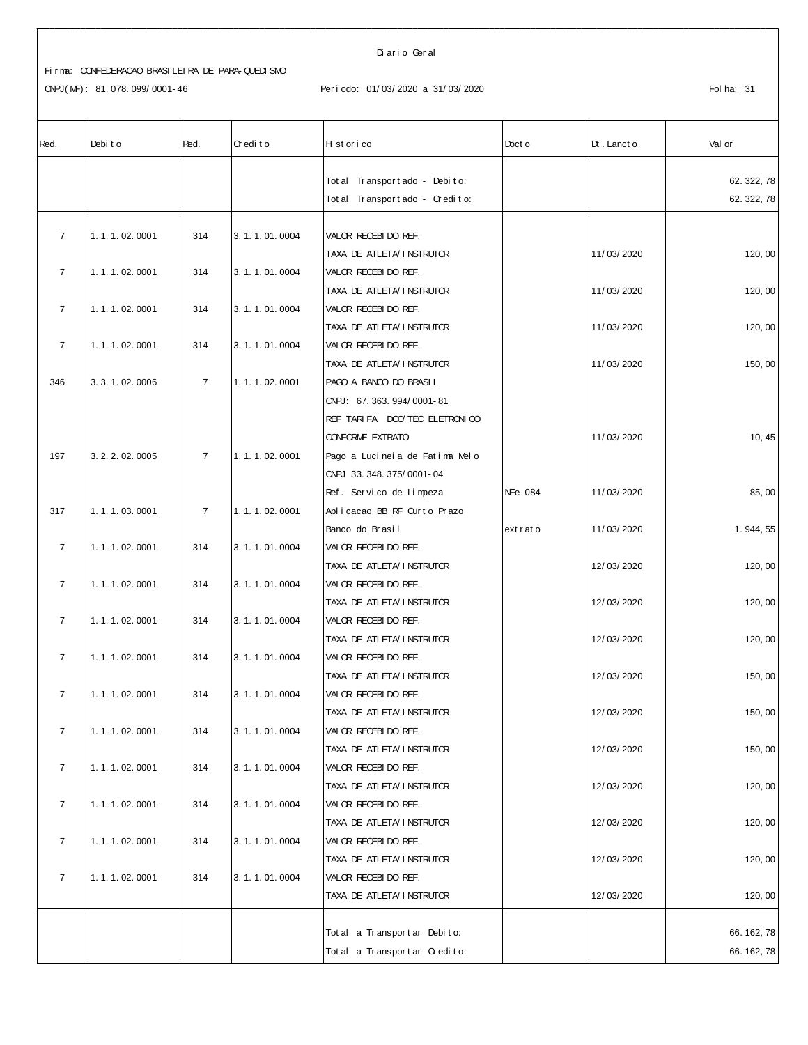Diario Geral

Firma: CONFEDERACAO BRASILEIRA DE PARA-QUEDISMO

CNPJ(MF): 81.078.099/0001-46 Periodo: 01/03/2020 a 31/03/2020 Folha: 31

| Red. | Debito | Red. | Credito | Historico | Docto | Dt. Lancto | Valor |
|---|---|---|---|---|---|---|---|
| | | | | Total Transportado - Debito: | | | 62.322,78 |
| | | | | Total Transportado - Credito: | | | 62.322,78 |
| 7 | 1.1.1.02.0001 | 314 | 3.1.1.01.0004 | VALOR RECEBIDO REF. TAXA DE ATLETA/INSTRUTOR | | 11/03/2020 | 120,00 |
| 7 | 1.1.1.02.0001 | 314 | 3.1.1.01.0004 | VALOR RECEBIDO REF. TAXA DE ATLETA/INSTRUTOR | | 11/03/2020 | 120,00 |
| 7 | 1.1.1.02.0001 | 314 | 3.1.1.01.0004 | VALOR RECEBIDO REF. TAXA DE ATLETA/INSTRUTOR | | 11/03/2020 | 120,00 |
| 7 | 1.1.1.02.0001 | 314 | 3.1.1.01.0004 | VALOR RECEBIDO REF. TAXA DE ATLETA/INSTRUTOR | | 11/03/2020 | 150,00 |
| 346 | 3.3.1.02.0006 | 7 | 1.1.1.02.0001 | PAGO A BANCO DO BRASIL CNPJ: 67.363.994/0001-81 REF TARIFA DOC/TEC ELETRONICO CONFORME EXTRATO | | 11/03/2020 | 10,45 |
| 197 | 3.2.2.02.0005 | 7 | 1.1.1.02.0001 | Pago a Lucineia de Fatima Melo CNPJ 33.348.375/0001-04 Ref. Servico de Limpeza | NFe 084 | 11/03/2020 | 85,00 |
| 317 | 1.1.1.03.0001 | 7 | 1.1.1.02.0001 | Aplicacao BB RF Curto Prazo Banco do Brasil | extrato | 11/03/2020 | 1.944,55 |
| 7 | 1.1.1.02.0001 | 314 | 3.1.1.01.0004 | VALOR RECEBIDO REF. TAXA DE ATLETA/INSTRUTOR | | 12/03/2020 | 120,00 |
| 7 | 1.1.1.02.0001 | 314 | 3.1.1.01.0004 | VALOR RECEBIDO REF. TAXA DE ATLETA/INSTRUTOR | | 12/03/2020 | 120,00 |
| 7 | 1.1.1.02.0001 | 314 | 3.1.1.01.0004 | VALOR RECEBIDO REF. TAXA DE ATLETA/INSTRUTOR | | 12/03/2020 | 120,00 |
| 7 | 1.1.1.02.0001 | 314 | 3.1.1.01.0004 | VALOR RECEBIDO REF. TAXA DE ATLETA/INSTRUTOR | | 12/03/2020 | 150,00 |
| 7 | 1.1.1.02.0001 | 314 | 3.1.1.01.0004 | VALOR RECEBIDO REF. TAXA DE ATLETA/INSTRUTOR | | 12/03/2020 | 150,00 |
| 7 | 1.1.1.02.0001 | 314 | 3.1.1.01.0004 | VALOR RECEBIDO REF. TAXA DE ATLETA/INSTRUTOR | | 12/03/2020 | 150,00 |
| 7 | 1.1.1.02.0001 | 314 | 3.1.1.01.0004 | VALOR RECEBIDO REF. TAXA DE ATLETA/INSTRUTOR | | 12/03/2020 | 120,00 |
| 7 | 1.1.1.02.0001 | 314 | 3.1.1.01.0004 | VALOR RECEBIDO REF. TAXA DE ATLETA/INSTRUTOR | | 12/03/2020 | 120,00 |
| 7 | 1.1.1.02.0001 | 314 | 3.1.1.01.0004 | VALOR RECEBIDO REF. TAXA DE ATLETA/INSTRUTOR | | 12/03/2020 | 120,00 |
| 7 | 1.1.1.02.0001 | 314 | 3.1.1.01.0004 | VALOR RECEBIDO REF. TAXA DE ATLETA/INSTRUTOR | | 12/03/2020 | 120,00 |
| | | | | Total a Transportar Debito: | | | 66.162,78 |
| | | | | Total a Transportar Credito: | | | 66.162,78 |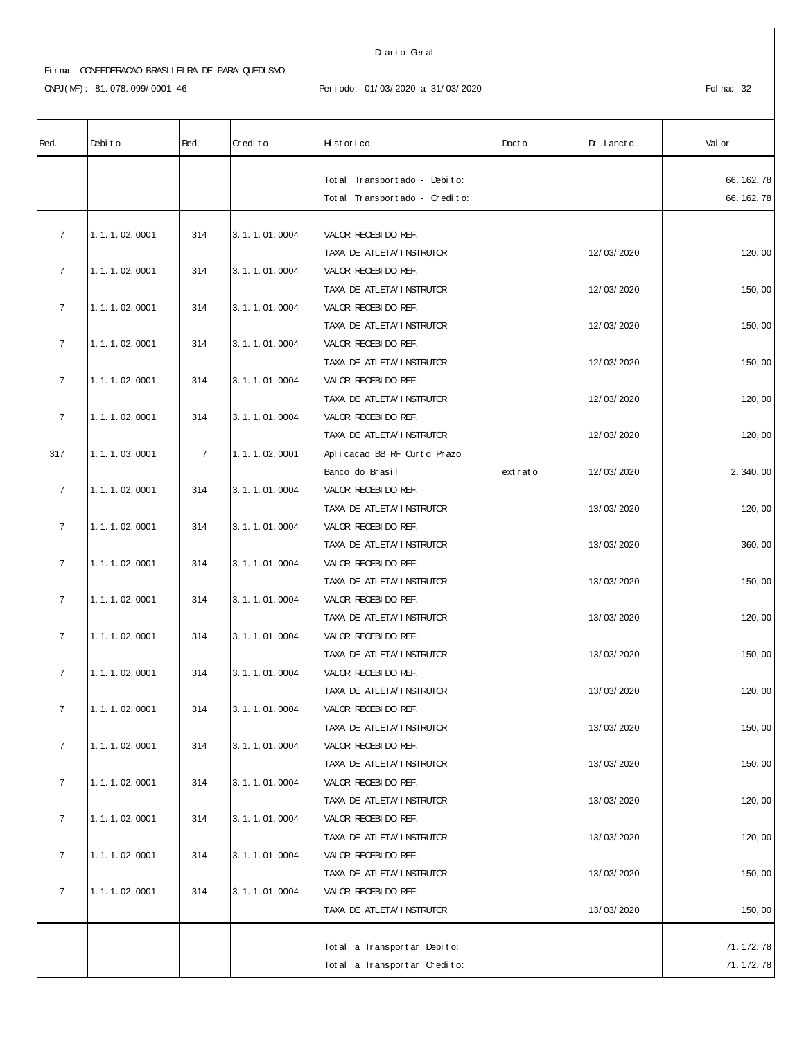Diario Geral

Firma: CONFEDERACAO BRASILEIRA DE PARA-QUEDISMO

CNPJ(MF): 81.078.099/0001-46

Periodo: 01/03/2020 a 31/03/2020

Folha: 32

| Red. | Debito | Red. | Credito | Historico | Docto | Dt.Lancto | Valor |
|---|---|---|---|---|---|---|---|
| | | | | Total Transportado - Debito: | | | 66.162,78 |
| | | | | Total Transportado - Credito: | | | 66.162,78 |
| 7 | 1.1.1.02.0001 | 314 | 3.1.1.01.0004 | VALOR RECEBIDO REF. TAXA DE ATLETA/INSTRUTOR | | 12/03/2020 | 120,00 |
| 7 | 1.1.1.02.0001 | 314 | 3.1.1.01.0004 | VALOR RECEBIDO REF. TAXA DE ATLETA/INSTRUTOR | | 12/03/2020 | 150,00 |
| 7 | 1.1.1.02.0001 | 314 | 3.1.1.01.0004 | VALOR RECEBIDO REF. TAXA DE ATLETA/INSTRUTOR | | 12/03/2020 | 150,00 |
| 7 | 1.1.1.02.0001 | 314 | 3.1.1.01.0004 | VALOR RECEBIDO REF. TAXA DE ATLETA/INSTRUTOR | | 12/03/2020 | 150,00 |
| 7 | 1.1.1.02.0001 | 314 | 3.1.1.01.0004 | VALOR RECEBIDO REF. TAXA DE ATLETA/INSTRUTOR | | 12/03/2020 | 120,00 |
| 7 | 1.1.1.02.0001 | 314 | 3.1.1.01.0004 | VALOR RECEBIDO REF. TAXA DE ATLETA/INSTRUTOR | | 12/03/2020 | 120,00 |
| 317 | 1.1.1.03.0001 | 7 | 1.1.1.02.0001 | Aplicacao BB RF Curto Prazo Banco do Brasil | extrato | 12/03/2020 | 2.340,00 |
| 7 | 1.1.1.02.0001 | 314 | 3.1.1.01.0004 | VALOR RECEBIDO REF. TAXA DE ATLETA/INSTRUTOR | | 13/03/2020 | 120,00 |
| 7 | 1.1.1.02.0001 | 314 | 3.1.1.01.0004 | VALOR RECEBIDO REF. TAXA DE ATLETA/INSTRUTOR | | 13/03/2020 | 360,00 |
| 7 | 1.1.1.02.0001 | 314 | 3.1.1.01.0004 | VALOR RECEBIDO REF. TAXA DE ATLETA/INSTRUTOR | | 13/03/2020 | 150,00 |
| 7 | 1.1.1.02.0001 | 314 | 3.1.1.01.0004 | VALOR RECEBIDO REF. TAXA DE ATLETA/INSTRUTOR | | 13/03/2020 | 120,00 |
| 7 | 1.1.1.02.0001 | 314 | 3.1.1.01.0004 | VALOR RECEBIDO REF. TAXA DE ATLETA/INSTRUTOR | | 13/03/2020 | 150,00 |
| 7 | 1.1.1.02.0001 | 314 | 3.1.1.01.0004 | VALOR RECEBIDO REF. TAXA DE ATLETA/INSTRUTOR | | 13/03/2020 | 120,00 |
| 7 | 1.1.1.02.0001 | 314 | 3.1.1.01.0004 | VALOR RECEBIDO REF. TAXA DE ATLETA/INSTRUTOR | | 13/03/2020 | 150,00 |
| 7 | 1.1.1.02.0001 | 314 | 3.1.1.01.0004 | VALOR RECEBIDO REF. TAXA DE ATLETA/INSTRUTOR | | 13/03/2020 | 150,00 |
| 7 | 1.1.1.02.0001 | 314 | 3.1.1.01.0004 | VALOR RECEBIDO REF. TAXA DE ATLETA/INSTRUTOR | | 13/03/2020 | 120,00 |
| 7 | 1.1.1.02.0001 | 314 | 3.1.1.01.0004 | VALOR RECEBIDO REF. TAXA DE ATLETA/INSTRUTOR | | 13/03/2020 | 120,00 |
| 7 | 1.1.1.02.0001 | 314 | 3.1.1.01.0004 | VALOR RECEBIDO REF. TAXA DE ATLETA/INSTRUTOR | | 13/03/2020 | 150,00 |
| 7 | 1.1.1.02.0001 | 314 | 3.1.1.01.0004 | VALOR RECEBIDO REF. TAXA DE ATLETA/INSTRUTOR | | 13/03/2020 | 150,00 |
| | | | | Total a Transportar Debito: | | | 71.172,78 |
| | | | | Total a Transportar Credito: | | | 71.172,78 |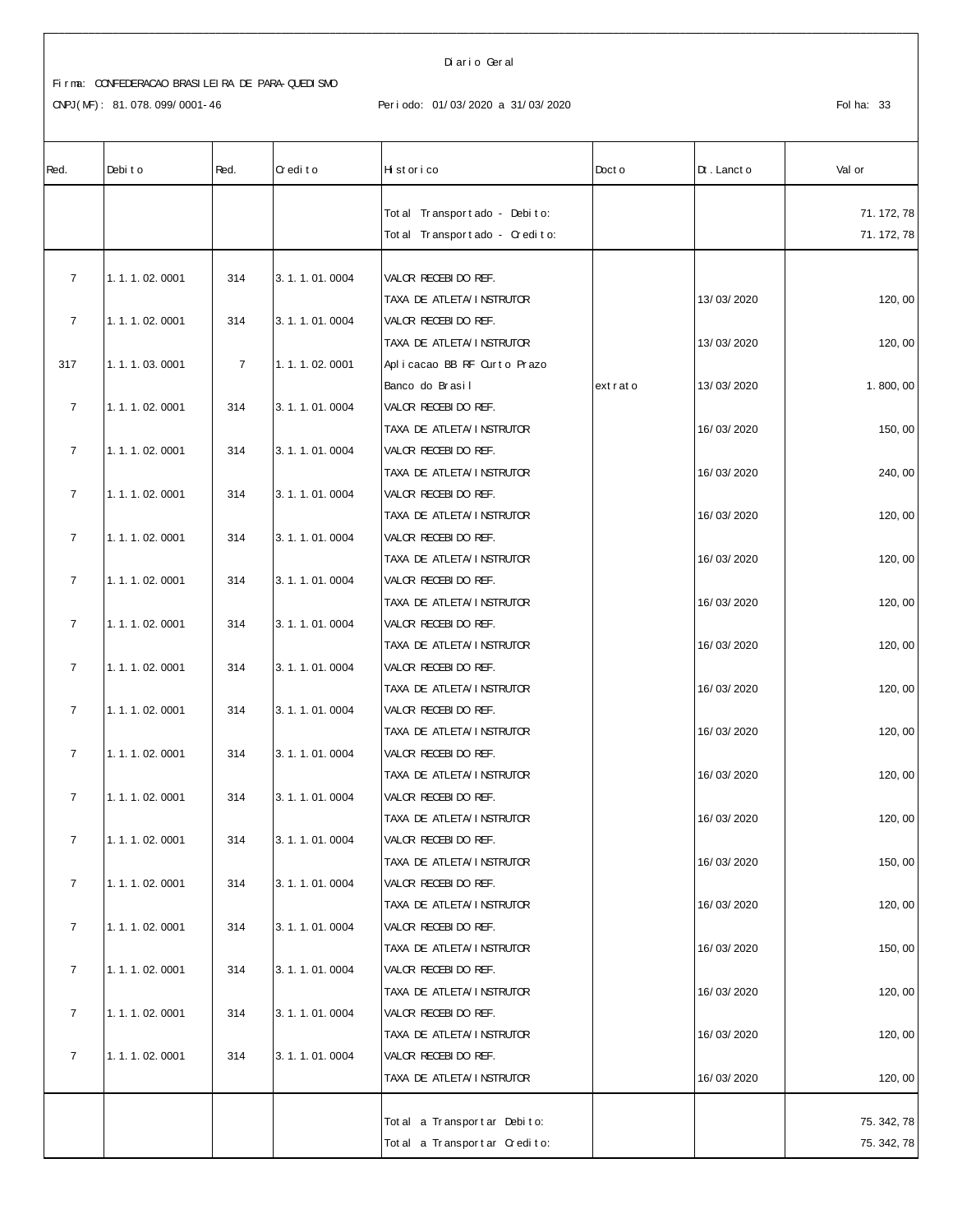Diario Geral

Firma: CONFEDERACAO BRASILEIRA DE PARA-QUEDISMO

CNPJ(MF): 81.078.099/0001-46

Periodo: 01/03/2020 a 31/03/2020

Folha: 33

| Red. | Debito | Red. | Credito | Historico | Docto | Dt. Lancto | Valor |
|---|---|---|---|---|---|---|---|
| | | | | Total Transportado - Debito: | | | 71.172,78 |
| | | | | Total Transportado - Credito: | | | 71.172,78 |
| 7 | 1.1.1.02.0001 | 314 | 3.1.1.01.0004 | VALOR RECEBIDO REF. TAXA DE ATLETA/INSTRUTOR | | 13/03/2020 | 120,00 |
| 7 | 1.1.1.02.0001 | 314 | 3.1.1.01.0004 | VALOR RECEBIDO REF. TAXA DE ATLETA/INSTRUTOR | | 13/03/2020 | 120,00 |
| 317 | 1.1.1.03.0001 | 7 | 1.1.1.02.0001 | Aplicacao BB RF Curto Prazo Banco do Brasil | extrato | 13/03/2020 | 1.800,00 |
| 7 | 1.1.1.02.0001 | 314 | 3.1.1.01.0004 | VALOR RECEBIDO REF. TAXA DE ATLETA/INSTRUTOR | | 16/03/2020 | 150,00 |
| 7 | 1.1.1.02.0001 | 314 | 3.1.1.01.0004 | VALOR RECEBIDO REF. TAXA DE ATLETA/INSTRUTOR | | 16/03/2020 | 240,00 |
| 7 | 1.1.1.02.0001 | 314 | 3.1.1.01.0004 | VALOR RECEBIDO REF. TAXA DE ATLETA/INSTRUTOR | | 16/03/2020 | 120,00 |
| 7 | 1.1.1.02.0001 | 314 | 3.1.1.01.0004 | VALOR RECEBIDO REF. TAXA DE ATLETA/INSTRUTOR | | 16/03/2020 | 120,00 |
| 7 | 1.1.1.02.0001 | 314 | 3.1.1.01.0004 | VALOR RECEBIDO REF. TAXA DE ATLETA/INSTRUTOR | | 16/03/2020 | 120,00 |
| 7 | 1.1.1.02.0001 | 314 | 3.1.1.01.0004 | VALOR RECEBIDO REF. TAXA DE ATLETA/INSTRUTOR | | 16/03/2020 | 120,00 |
| 7 | 1.1.1.02.0001 | 314 | 3.1.1.01.0004 | VALOR RECEBIDO REF. TAXA DE ATLETA/INSTRUTOR | | 16/03/2020 | 120,00 |
| 7 | 1.1.1.02.0001 | 314 | 3.1.1.01.0004 | VALOR RECEBIDO REF. TAXA DE ATLETA/INSTRUTOR | | 16/03/2020 | 120,00 |
| 7 | 1.1.1.02.0001 | 314 | 3.1.1.01.0004 | VALOR RECEBIDO REF. TAXA DE ATLETA/INSTRUTOR | | 16/03/2020 | 120,00 |
| 7 | 1.1.1.02.0001 | 314 | 3.1.1.01.0004 | VALOR RECEBIDO REF. TAXA DE ATLETA/INSTRUTOR | | 16/03/2020 | 120,00 |
| 7 | 1.1.1.02.0001 | 314 | 3.1.1.01.0004 | VALOR RECEBIDO REF. TAXA DE ATLETA/INSTRUTOR | | 16/03/2020 | 150,00 |
| 7 | 1.1.1.02.0001 | 314 | 3.1.1.01.0004 | VALOR RECEBIDO REF. TAXA DE ATLETA/INSTRUTOR | | 16/03/2020 | 120,00 |
| 7 | 1.1.1.02.0001 | 314 | 3.1.1.01.0004 | VALOR RECEBIDO REF. TAXA DE ATLETA/INSTRUTOR | | 16/03/2020 | 150,00 |
| 7 | 1.1.1.02.0001 | 314 | 3.1.1.01.0004 | VALOR RECEBIDO REF. TAXA DE ATLETA/INSTRUTOR | | 16/03/2020 | 120,00 |
| 7 | 1.1.1.02.0001 | 314 | 3.1.1.01.0004 | VALOR RECEBIDO REF. TAXA DE ATLETA/INSTRUTOR | | 16/03/2020 | 120,00 |
| 7 | 1.1.1.02.0001 | 314 | 3.1.1.01.0004 | VALOR RECEBIDO REF. TAXA DE ATLETA/INSTRUTOR | | 16/03/2020 | 120,00 |
| | | | | Total a Transportar Debito: | | | 75.342,78 |
| | | | | Total a Transportar Credito: | | | 75.342,78 |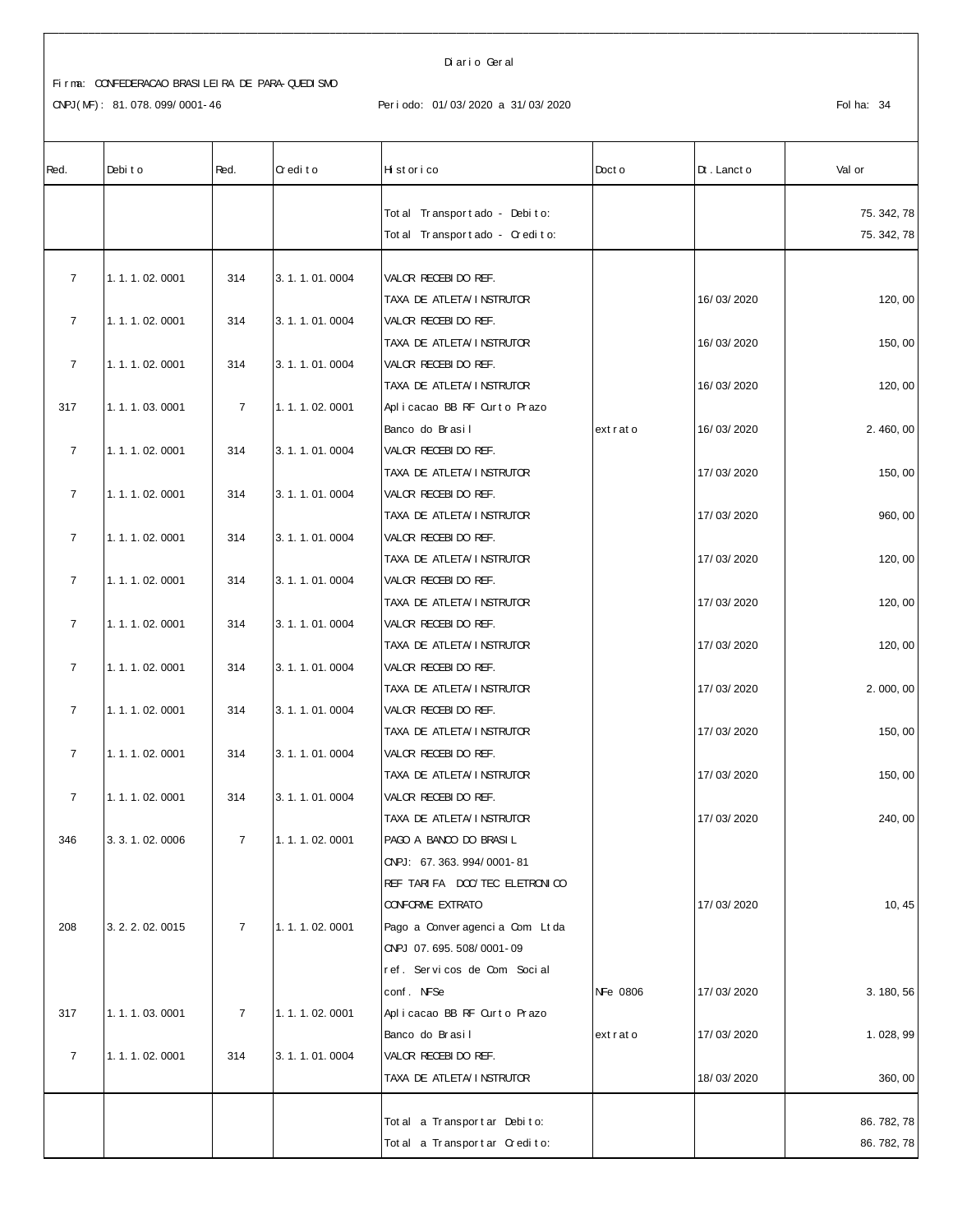Diario Geral

Firma: CONFEDERACAO BRASILEIRA DE PARA-QUEDISMO

CNPJ(MF): 81.078.099/0001-46

Periodo: 01/03/2020 a 31/03/2020

Folha: 34

| Red. | Debito | Red. | Credito | Historico | Docto | Dt.Lancto | Valor |
|---|---|---|---|---|---|---|---|
| | | | | Total Transportado - Debito: | | | 75.342,78 |
| | | | | Total Transportado - Credito: | | | 75.342,78 |
| 7 | 1.1.1.02.0001 | 314 | 3.1.1.01.0004 | VALOR RECEBIDO REF. TAXA DE ATLETA/INSTRUTOR | | 16/03/2020 | 120,00 |
| 7 | 1.1.1.02.0001 | 314 | 3.1.1.01.0004 | VALOR RECEBIDO REF. TAXA DE ATLETA/INSTRUTOR | | 16/03/2020 | 150,00 |
| 7 | 1.1.1.02.0001 | 314 | 3.1.1.01.0004 | VALOR RECEBIDO REF. TAXA DE ATLETA/INSTRUTOR | | 16/03/2020 | 120,00 |
| 317 | 1.1.1.03.0001 | 7 | 1.1.1.02.0001 | Aplicacao BB RF Curto Prazo Banco do Brasil | extrato | 16/03/2020 | 2.460,00 |
| 7 | 1.1.1.02.0001 | 314 | 3.1.1.01.0004 | VALOR RECEBIDO REF. TAXA DE ATLETA/INSTRUTOR | | 17/03/2020 | 150,00 |
| 7 | 1.1.1.02.0001 | 314 | 3.1.1.01.0004 | VALOR RECEBIDO REF. TAXA DE ATLETA/INSTRUTOR | | 17/03/2020 | 960,00 |
| 7 | 1.1.1.02.0001 | 314 | 3.1.1.01.0004 | VALOR RECEBIDO REF. TAXA DE ATLETA/INSTRUTOR | | 17/03/2020 | 120,00 |
| 7 | 1.1.1.02.0001 | 314 | 3.1.1.01.0004 | VALOR RECEBIDO REF. TAXA DE ATLETA/INSTRUTOR | | 17/03/2020 | 120,00 |
| 7 | 1.1.1.02.0001 | 314 | 3.1.1.01.0004 | VALOR RECEBIDO REF. TAXA DE ATLETA/INSTRUTOR | | 17/03/2020 | 120,00 |
| 7 | 1.1.1.02.0001 | 314 | 3.1.1.01.0004 | VALOR RECEBIDO REF. TAXA DE ATLETA/INSTRUTOR | | 17/03/2020 | 2.000,00 |
| 7 | 1.1.1.02.0001 | 314 | 3.1.1.01.0004 | VALOR RECEBIDO REF. TAXA DE ATLETA/INSTRUTOR | | 17/03/2020 | 150,00 |
| 7 | 1.1.1.02.0001 | 314 | 3.1.1.01.0004 | VALOR RECEBIDO REF. TAXA DE ATLETA/INSTRUTOR | | 17/03/2020 | 150,00 |
| 7 | 1.1.1.02.0001 | 314 | 3.1.1.01.0004 | VALOR RECEBIDO REF. TAXA DE ATLETA/INSTRUTOR | | 17/03/2020 | 240,00 |
| 346 | 3.3.1.02.0006 | 7 | 1.1.1.02.0001 | PAGO A BANCO DO BRASIL CNPJ: 67.363.994/0001-81 REF TARIFA DOC/TEC ELETRONICO CONFORME EXTRATO | | 17/03/2020 | 10,45 |
| 208 | 3.2.2.02.0015 | 7 | 1.1.1.02.0001 | Pago a Converagencia Com Ltda CNPJ 07.695.508/0001-09 ref. Servicos de Com Social conf. NFSe | NFe 0806 | 17/03/2020 | 3.180,56 |
| 317 | 1.1.1.03.0001 | 7 | 1.1.1.02.0001 | Aplicacao BB RF Curto Prazo Banco do Brasil | extrato | 17/03/2020 | 1.028,99 |
| 7 | 1.1.1.02.0001 | 314 | 3.1.1.01.0004 | VALOR RECEBIDO REF. TAXA DE ATLETA/INSTRUTOR | | 18/03/2020 | 360,00 |
| | | | | Total a Transportar Debito: | | | 86.782,78 |
| | | | | Total a Transportar Credito: | | | 86.782,78 |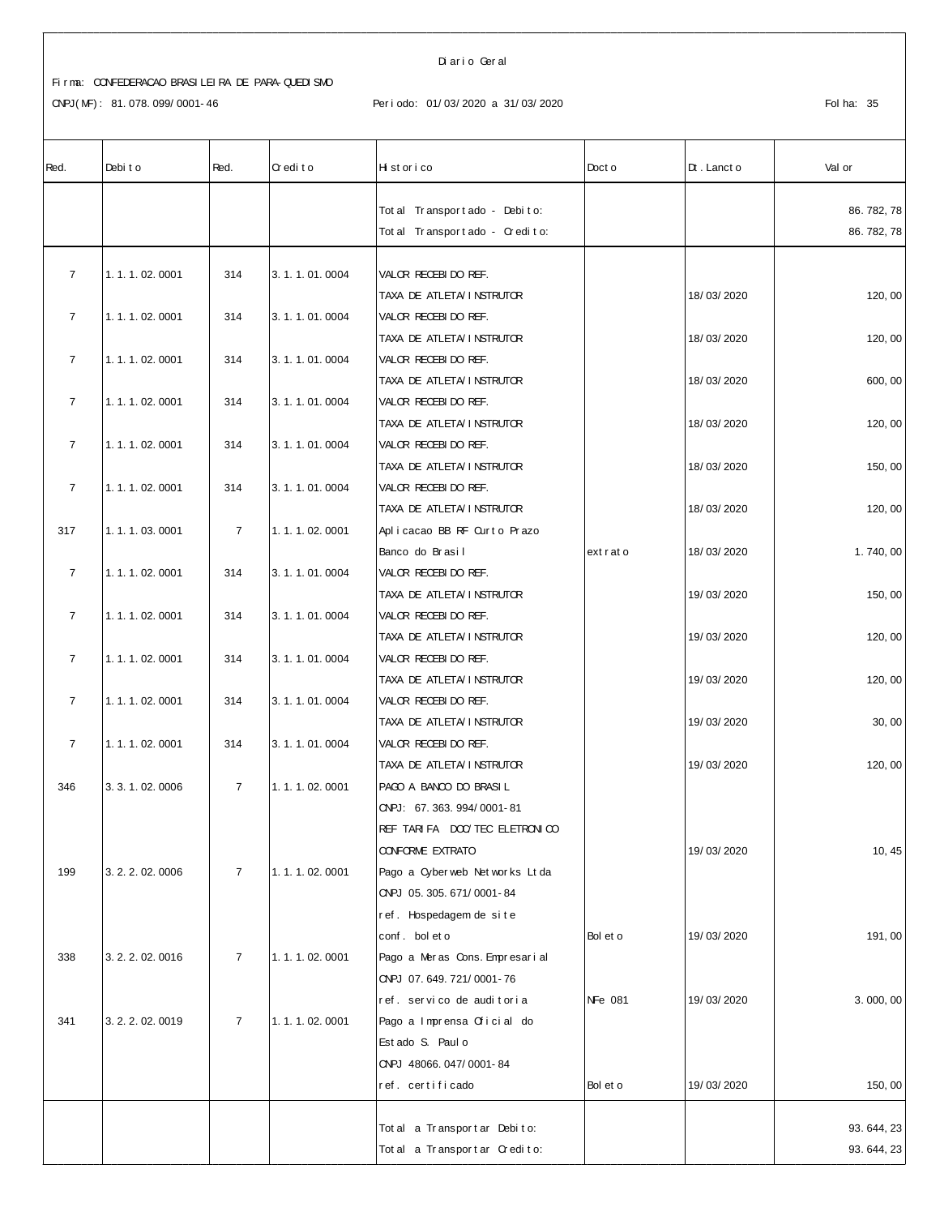Diario Geral

Firma: CONFEDERACAO BRASILEIRA DE PARA-QUEDISMO

CNPJ(MF): 81.078.099/0001-46

Periodo: 01/03/2020 a 31/03/2020

Folha: 35

| Red. | Debito | Red. | Credito | Historico | Docto | Dt. Lancto | Valor |
|---|---|---|---|---|---|---|---|
| | | | | Total Transportado - Debito: | | | 86.782,78 |
| | | | | Total Transportado - Credito: | | | 86.782,78 |
| 7 | 1.1.1.02.0001 | 314 | 3.1.1.01.0004 | VALOR RECEBIDO REF. TAXA DE ATLETA/INSTRUTOR | | 18/03/2020 | 120,00 |
| 7 | 1.1.1.02.0001 | 314 | 3.1.1.01.0004 | VALOR RECEBIDO REF. TAXA DE ATLETA/INSTRUTOR | | 18/03/2020 | 120,00 |
| 7 | 1.1.1.02.0001 | 314 | 3.1.1.01.0004 | VALOR RECEBIDO REF. TAXA DE ATLETA/INSTRUTOR | | 18/03/2020 | 600,00 |
| 7 | 1.1.1.02.0001 | 314 | 3.1.1.01.0004 | VALOR RECEBIDO REF. TAXA DE ATLETA/INSTRUTOR | | 18/03/2020 | 120,00 |
| 7 | 1.1.1.02.0001 | 314 | 3.1.1.01.0004 | VALOR RECEBIDO REF. TAXA DE ATLETA/INSTRUTOR | | 18/03/2020 | 150,00 |
| 7 | 1.1.1.02.0001 | 314 | 3.1.1.01.0004 | VALOR RECEBIDO REF. TAXA DE ATLETA/INSTRUTOR | | 18/03/2020 | 120,00 |
| 317 | 1.1.1.03.0001 | 7 | 1.1.1.02.0001 | Aplicacao BB RF Curto Prazo Banco do Brasil | extrato | 18/03/2020 | 1.740,00 |
| 7 | 1.1.1.02.0001 | 314 | 3.1.1.01.0004 | VALOR RECEBIDO REF. TAXA DE ATLETA/INSTRUTOR | | 19/03/2020 | 150,00 |
| 7 | 1.1.1.02.0001 | 314 | 3.1.1.01.0004 | VALOR RECEBIDO REF. TAXA DE ATLETA/INSTRUTOR | | 19/03/2020 | 120,00 |
| 7 | 1.1.1.02.0001 | 314 | 3.1.1.01.0004 | VALOR RECEBIDO REF. TAXA DE ATLETA/INSTRUTOR | | 19/03/2020 | 120,00 |
| 7 | 1.1.1.02.0001 | 314 | 3.1.1.01.0004 | VALOR RECEBIDO REF. TAXA DE ATLETA/INSTRUTOR | | 19/03/2020 | 30,00 |
| 7 | 1.1.1.02.0001 | 314 | 3.1.1.01.0004 | VALOR RECEBIDO REF. TAXA DE ATLETA/INSTRUTOR | | 19/03/2020 | 120,00 |
| 346 | 3.3.1.02.0006 | 7 | 1.1.1.02.0001 | PAGO A BANCO DO BRASIL CNPJ: 67.363.994/0001-81 REF TARIFA DOC/TEC ELETRONICO CONFORME EXTRATO | | 19/03/2020 | 10,45 |
| 199 | 3.2.2.02.0006 | 7 | 1.1.1.02.0001 | Pago a Cyberweb Networks Ltda CNPJ 05.305.671/0001-84 ref. Hospedagem de site conf. boleto | Boleto | 19/03/2020 | 191,00 |
| 338 | 3.2.2.02.0016 | 7 | 1.1.1.02.0001 | Pago a Meras Cons.Empresarial CNPJ 07.649.721/0001-76 ref. servico de auditoria | NFe 081 | 19/03/2020 | 3.000,00 |
| 341 | 3.2.2.02.0019 | 7 | 1.1.1.02.0001 | Pago a Imprensa Oficial do Estado S. Paulo CNPJ 48066.047/0001-84 ref. certificado | Boleto | 19/03/2020 | 150,00 |
| | | | | Total a Transportar Debito: | | | 93.644,23 |
| | | | | Total a Transportar Credito: | | | 93.644,23 |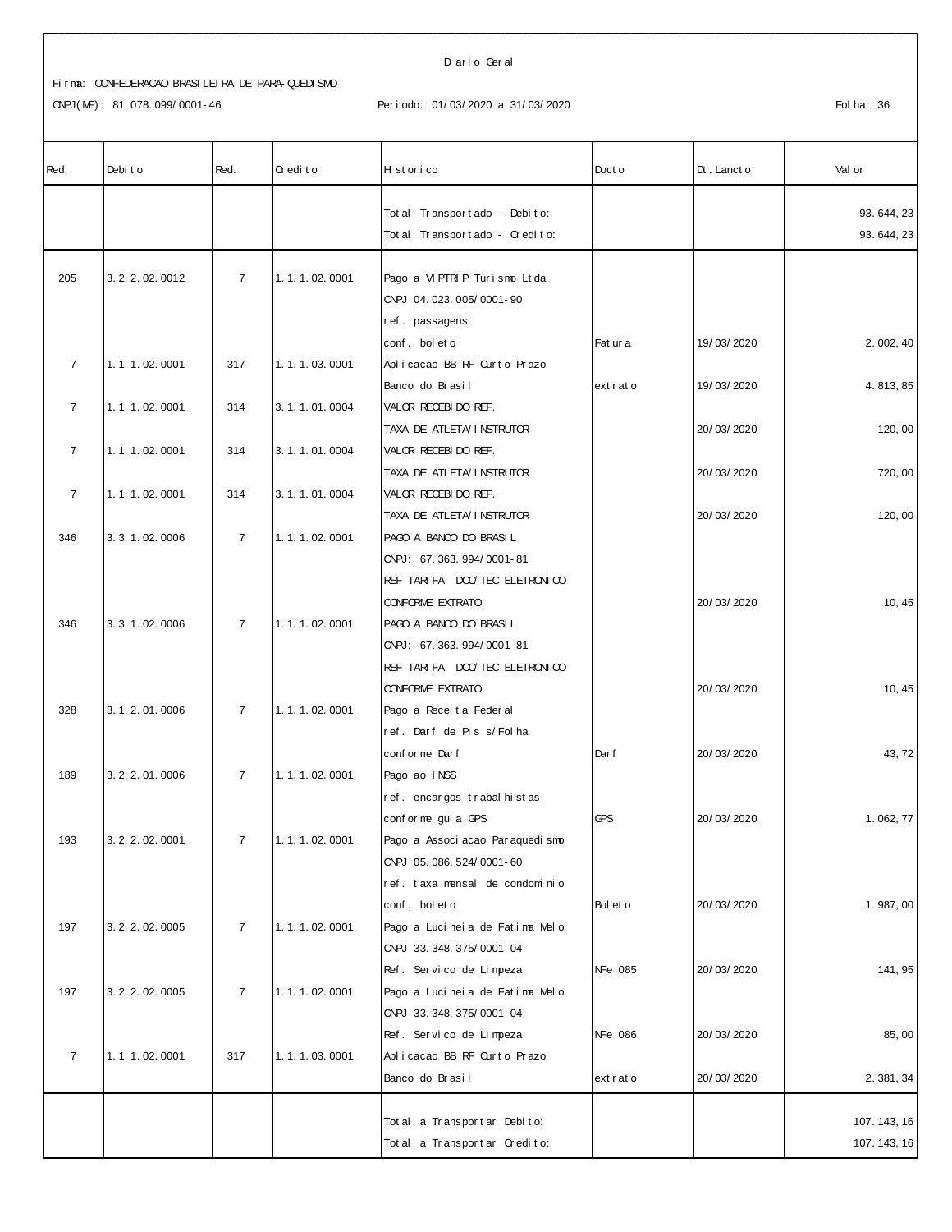Diario Geral

Firma: CONFEDERACAO BRASILEIRA DE PARA-QUEDISMO

CNPJ(MF): 81.078.099/0001-46 Periodo: 01/03/2020 a 31/03/2020 Folha: 36

| Red. | Debito | Red. | Credito | Historico | Docto | Dt.Lancto | Valor |
|---|---|---|---|---|---|---|---|
| | | | | Total Transportado - Debito: | | | 93.644,23 |
| | | | | Total Transportado - Credito: | | | 93.644,23 |
| 205 | 3.2.2.02.0012 | 7 | 1.1.1.02.0001 | Pago a VIPTRIP Turismo Ltda CNPJ 04.023.005/0001-90 ref. passagens conf. boleto | Fatura | 19/03/2020 | 2.002,40 |
| 7 | 1.1.1.02.0001 | 317 | 1.1.1.03.0001 | Aplicacao BB RF Curto Prazo Banco do Brasil | extrato | 19/03/2020 | 4.813,85 |
| 7 | 1.1.1.02.0001 | 314 | 3.1.1.01.0004 | VALOR RECEBIDO REF. TAXA DE ATLETA/INSTRUTOR | | 20/03/2020 | 120,00 |
| 7 | 1.1.1.02.0001 | 314 | 3.1.1.01.0004 | VALOR RECEBIDO REF. TAXA DE ATLETA/INSTRUTOR | | 20/03/2020 | 720,00 |
| 7 | 1.1.1.02.0001 | 314 | 3.1.1.01.0004 | VALOR RECEBIDO REF. TAXA DE ATLETA/INSTRUTOR | | 20/03/2020 | 120,00 |
| 346 | 3.3.1.02.0006 | 7 | 1.1.1.02.0001 | PAGO A BANCO DO BRASIL CNPJ: 67.363.994/0001-81 REF TARIFA DOC/TEC ELETRONICO CONFORME EXTRATO | | 20/03/2020 | 10,45 |
| 346 | 3.3.1.02.0006 | 7 | 1.1.1.02.0001 | PAGO A BANCO DO BRASIL CNPJ: 67.363.994/0001-81 REF TARIFA DOC/TEC ELETRONICO CONFORME EXTRATO | | 20/03/2020 | 10,45 |
| 328 | 3.1.2.01.0006 | 7 | 1.1.1.02.0001 | Pago a Receita Federal ref. Darf de Pis s/Folha conforme Darf | Darf | 20/03/2020 | 43,72 |
| 189 | 3.2.2.01.0006 | 7 | 1.1.1.02.0001 | Pago ao INSS ref. encargos trabalhistas conforme guia GPS | GPS | 20/03/2020 | 1.062,77 |
| 193 | 3.2.2.02.0001 | 7 | 1.1.1.02.0001 | Pago a Associacao Paraquedismo CNPJ 05.086.524/0001-60 ref. taxa mensal de condominio conf. boleto | Boleto | 20/03/2020 | 1.987,00 |
| 197 | 3.2.2.02.0005 | 7 | 1.1.1.02.0001 | Pago a Lucineia de Fatima Melo CNPJ 33.348.375/0001-04 Ref. Servico de Limpeza | NFe 085 | 20/03/2020 | 141,95 |
| 197 | 3.2.2.02.0005 | 7 | 1.1.1.02.0001 | Pago a Lucineia de Fatima Melo CNPJ 33.348.375/0001-04 Ref. Servico de Limpeza | NFe 086 | 20/03/2020 | 85,00 |
| 7 | 1.1.1.02.0001 | 317 | 1.1.1.03.0001 | Aplicacao BB RF Curto Prazo Banco do Brasil | extrato | 20/03/2020 | 2.381,34 |
| | | | | Total a Transportar Debito: | | | 107.143,16 |
| | | | | Total a Transportar Credito: | | | 107.143,16 |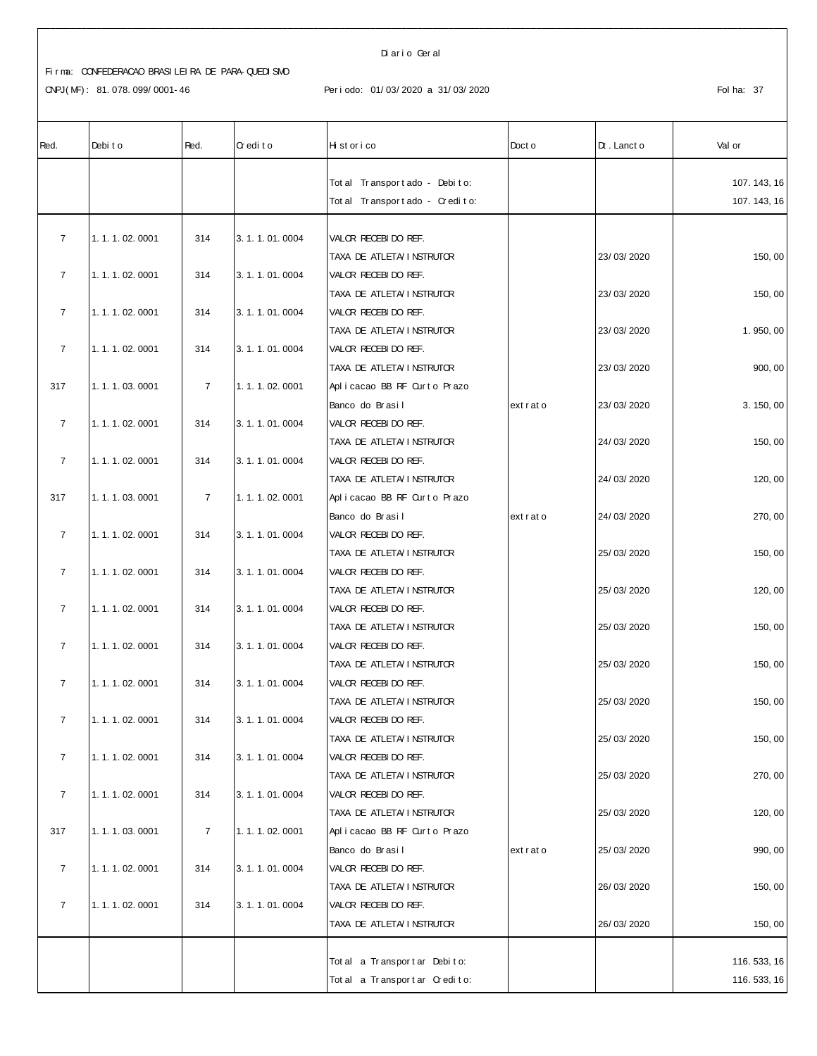Diario Geral

Firma: CONFEDERACAO BRASILEIRA DE PARA-QUEDISMO

CNPJ(MF): 81.078.099/0001-46 Periodo: 01/03/2020 a 31/03/2020 Folha: 37

| Red. | Debito | Red. | Credito | Historico | Docto | Dt. Lancto | Valor |
|---|---|---|---|---|---|---|---|
| | | | | Total Transportado - Debito: | | | 107.143,16 |
| | | | | Total Transportado - Credito: | | | 107.143,16 |
| 7 | 1.1.1.02.0001 | 314 | 3.1.1.01.0004 | VALOR RECEBIDO REF. TAXA DE ATLETA/INSTRUTOR | | 23/03/2020 | 150,00 |
| 7 | 1.1.1.02.0001 | 314 | 3.1.1.01.0004 | VALOR RECEBIDO REF. TAXA DE ATLETA/INSTRUTOR | | 23/03/2020 | 150,00 |
| 7 | 1.1.1.02.0001 | 314 | 3.1.1.01.0004 | VALOR RECEBIDO REF. TAXA DE ATLETA/INSTRUTOR | | 23/03/2020 | 1.950,00 |
| 7 | 1.1.1.02.0001 | 314 | 3.1.1.01.0004 | VALOR RECEBIDO REF. TAXA DE ATLETA/INSTRUTOR | | 23/03/2020 | 900,00 |
| 317 | 1.1.1.03.0001 | 7 | 1.1.1.02.0001 | Aplicacao BB RF Curto Prazo Banco do Brasil | extrato | 23/03/2020 | 3.150,00 |
| 7 | 1.1.1.02.0001 | 314 | 3.1.1.01.0004 | VALOR RECEBIDO REF. TAXA DE ATLETA/INSTRUTOR | | 24/03/2020 | 150,00 |
| 7 | 1.1.1.02.0001 | 314 | 3.1.1.01.0004 | VALOR RECEBIDO REF. TAXA DE ATLETA/INSTRUTOR | | 24/03/2020 | 120,00 |
| 317 | 1.1.1.03.0001 | 7 | 1.1.1.02.0001 | Aplicacao BB RF Curto Prazo Banco do Brasil | extrato | 24/03/2020 | 270,00 |
| 7 | 1.1.1.02.0001 | 314 | 3.1.1.01.0004 | VALOR RECEBIDO REF. TAXA DE ATLETA/INSTRUTOR | | 25/03/2020 | 150,00 |
| 7 | 1.1.1.02.0001 | 314 | 3.1.1.01.0004 | VALOR RECEBIDO REF. TAXA DE ATLETA/INSTRUTOR | | 25/03/2020 | 120,00 |
| 7 | 1.1.1.02.0001 | 314 | 3.1.1.01.0004 | VALOR RECEBIDO REF. TAXA DE ATLETA/INSTRUTOR | | 25/03/2020 | 150,00 |
| 7 | 1.1.1.02.0001 | 314 | 3.1.1.01.0004 | VALOR RECEBIDO REF. TAXA DE ATLETA/INSTRUTOR | | 25/03/2020 | 150,00 |
| 7 | 1.1.1.02.0001 | 314 | 3.1.1.01.0004 | VALOR RECEBIDO REF. TAXA DE ATLETA/INSTRUTOR | | 25/03/2020 | 150,00 |
| 7 | 1.1.1.02.0001 | 314 | 3.1.1.01.0004 | VALOR RECEBIDO REF. TAXA DE ATLETA/INSTRUTOR | | 25/03/2020 | 150,00 |
| 7 | 1.1.1.02.0001 | 314 | 3.1.1.01.0004 | VALOR RECEBIDO REF. TAXA DE ATLETA/INSTRUTOR | | 25/03/2020 | 270,00 |
| 7 | 1.1.1.02.0001 | 314 | 3.1.1.01.0004 | VALOR RECEBIDO REF. TAXA DE ATLETA/INSTRUTOR | | 25/03/2020 | 120,00 |
| 317 | 1.1.1.03.0001 | 7 | 1.1.1.02.0001 | Aplicacao BB RF Curto Prazo Banco do Brasil | extrato | 25/03/2020 | 990,00 |
| 7 | 1.1.1.02.0001 | 314 | 3.1.1.01.0004 | VALOR RECEBIDO REF. TAXA DE ATLETA/INSTRUTOR | | 26/03/2020 | 150,00 |
| 7 | 1.1.1.02.0001 | 314 | 3.1.1.01.0004 | VALOR RECEBIDO REF. TAXA DE ATLETA/INSTRUTOR | | 26/03/2020 | 150,00 |
| | | | | Total a Transportar Debito: | | | 116.533,16 |
| | | | | Total a Transportar Credito: | | | 116.533,16 |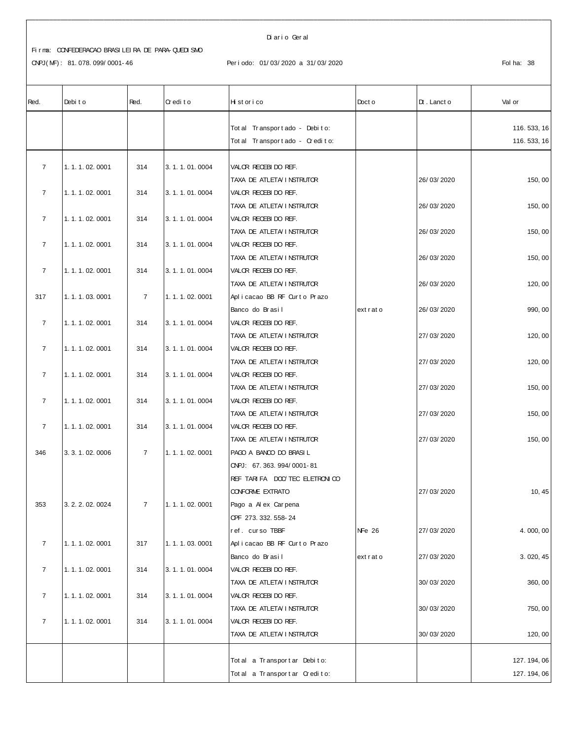Diario Geral

Firma: CONFEDERACAO BRASILEIRA DE PARA-QUEDISMO

CNPJ(MF): 81.078.099/0001-46 Periodo: 01/03/2020 a 31/03/2020 Folha: 38

| Red. | Debito | Red. | Credito | Historico | Docto | Dt. Lancto | Valor |
|---|---|---|---|---|---|---|---|
| | | | | Total Transportado - Debito: | | | 116.533,16 |
| | | | | Total Transportado - Credito: | | | 116.533,16 |
| 7 | 1.1.1.02.0001 | 314 | 3.1.1.01.0004 | VALOR RECEBIDO REF. TAXA DE ATLETA/INSTRUTOR | | 26/03/2020 | 150,00 |
| 7 | 1.1.1.02.0001 | 314 | 3.1.1.01.0004 | VALOR RECEBIDO REF. TAXA DE ATLETA/INSTRUTOR | | 26/03/2020 | 150,00 |
| 7 | 1.1.1.02.0001 | 314 | 3.1.1.01.0004 | VALOR RECEBIDO REF. TAXA DE ATLETA/INSTRUTOR | | 26/03/2020 | 150,00 |
| 7 | 1.1.1.02.0001 | 314 | 3.1.1.01.0004 | VALOR RECEBIDO REF. TAXA DE ATLETA/INSTRUTOR | | 26/03/2020 | 150,00 |
| 7 | 1.1.1.02.0001 | 314 | 3.1.1.01.0004 | VALOR RECEBIDO REF. TAXA DE ATLETA/INSTRUTOR | | 26/03/2020 | 120,00 |
| 317 | 1.1.1.03.0001 | 7 | 1.1.1.02.0001 | Aplicacao BB RF Curto Prazo Banco do Brasil | extrato | 26/03/2020 | 990,00 |
| 7 | 1.1.1.02.0001 | 314 | 3.1.1.01.0004 | VALOR RECEBIDO REF. TAXA DE ATLETA/INSTRUTOR | | 27/03/2020 | 120,00 |
| 7 | 1.1.1.02.0001 | 314 | 3.1.1.01.0004 | VALOR RECEBIDO REF. TAXA DE ATLETA/INSTRUTOR | | 27/03/2020 | 120,00 |
| 7 | 1.1.1.02.0001 | 314 | 3.1.1.01.0004 | VALOR RECEBIDO REF. TAXA DE ATLETA/INSTRUTOR | | 27/03/2020 | 150,00 |
| 7 | 1.1.1.02.0001 | 314 | 3.1.1.01.0004 | VALOR RECEBIDO REF. TAXA DE ATLETA/INSTRUTOR | | 27/03/2020 | 150,00 |
| 7 | 1.1.1.02.0001 | 314 | 3.1.1.01.0004 | VALOR RECEBIDO REF. TAXA DE ATLETA/INSTRUTOR | | 27/03/2020 | 150,00 |
| 346 | 3.3.1.02.0006 | 7 | 1.1.1.02.0001 | PAGO A BANCO DO BRASIL CNPJ: 67.363.994/0001-81 REF TARIFA DOC/TEC ELETRONICO CONFORME EXTRATO | | 27/03/2020 | 10,45 |
| 353 | 3.2.2.02.0024 | 7 | 1.1.1.02.0001 | Pago a Alex Carpena CPF 273.332.558-24 ref. curso TBBF | NFe 26 | 27/03/2020 | 4.000,00 |
| 7 | 1.1.1.02.0001 | 317 | 1.1.1.03.0001 | Aplicacao BB RF Curto Prazo Banco do Brasil | extrato | 27/03/2020 | 3.020,45 |
| 7 | 1.1.1.02.0001 | 314 | 3.1.1.01.0004 | VALOR RECEBIDO REF. TAXA DE ATLETA/INSTRUTOR | | 30/03/2020 | 360,00 |
| 7 | 1.1.1.02.0001 | 314 | 3.1.1.01.0004 | VALOR RECEBIDO REF. TAXA DE ATLETA/INSTRUTOR | | 30/03/2020 | 750,00 |
| 7 | 1.1.1.02.0001 | 314 | 3.1.1.01.0004 | VALOR RECEBIDO REF. TAXA DE ATLETA/INSTRUTOR | | 30/03/2020 | 120,00 |
| | | | | Total a Transportar Debito: | | | 127.194,06 |
| | | | | Total a Transportar Credito: | | | 127.194,06 |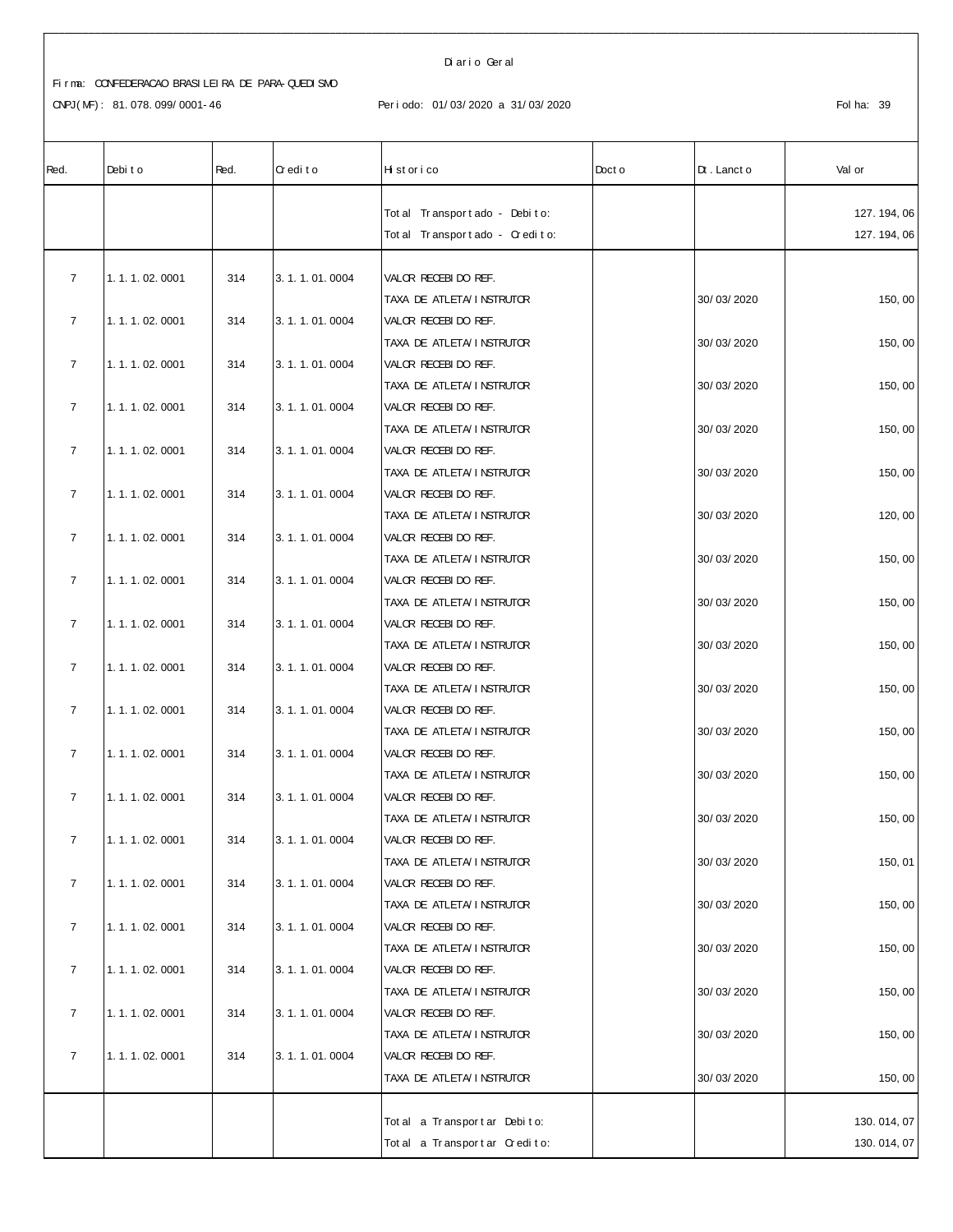Diario Geral

Firma: CONFEDERACAO BRASILEIRA DE PARA-QUEDISMO

CNPJ(MF): 81.078.099/0001-46

Periodo: 01/03/2020 a 31/03/2020

Folha: 39

| Red. | Debito | Red. | Credito | Historico | Docto | Dt. Lancto | Valor |
|---|---|---|---|---|---|---|---|
| | | | | Total Transportado - Debito: | | | 127.194,06 |
| | | | | Total Transportado - Credito: | | | 127.194,06 |
| 7 | 1.1.1.02.0001 | 314 | 3.1.1.01.0004 | VALOR RECEBIDO REF. TAXA DE ATLETA/INSTRUTOR | | 30/03/2020 | 150,00 |
| 7 | 1.1.1.02.0001 | 314 | 3.1.1.01.0004 | VALOR RECEBIDO REF. TAXA DE ATLETA/INSTRUTOR | | 30/03/2020 | 150,00 |
| 7 | 1.1.1.02.0001 | 314 | 3.1.1.01.0004 | VALOR RECEBIDO REF. TAXA DE ATLETA/INSTRUTOR | | 30/03/2020 | 150,00 |
| 7 | 1.1.1.02.0001 | 314 | 3.1.1.01.0004 | VALOR RECEBIDO REF. TAXA DE ATLETA/INSTRUTOR | | 30/03/2020 | 150,00 |
| 7 | 1.1.1.02.0001 | 314 | 3.1.1.01.0004 | VALOR RECEBIDO REF. TAXA DE ATLETA/INSTRUTOR | | 30/03/2020 | 150,00 |
| 7 | 1.1.1.02.0001 | 314 | 3.1.1.01.0004 | VALOR RECEBIDO REF. TAXA DE ATLETA/INSTRUTOR | | 30/03/2020 | 120,00 |
| 7 | 1.1.1.02.0001 | 314 | 3.1.1.01.0004 | VALOR RECEBIDO REF. TAXA DE ATLETA/INSTRUTOR | | 30/03/2020 | 150,00 |
| 7 | 1.1.1.02.0001 | 314 | 3.1.1.01.0004 | VALOR RECEBIDO REF. TAXA DE ATLETA/INSTRUTOR | | 30/03/2020 | 150,00 |
| 7 | 1.1.1.02.0001 | 314 | 3.1.1.01.0004 | VALOR RECEBIDO REF. TAXA DE ATLETA/INSTRUTOR | | 30/03/2020 | 150,00 |
| 7 | 1.1.1.02.0001 | 314 | 3.1.1.01.0004 | VALOR RECEBIDO REF. TAXA DE ATLETA/INSTRUTOR | | 30/03/2020 | 150,00 |
| 7 | 1.1.1.02.0001 | 314 | 3.1.1.01.0004 | VALOR RECEBIDO REF. TAXA DE ATLETA/INSTRUTOR | | 30/03/2020 | 150,00 |
| 7 | 1.1.1.02.0001 | 314 | 3.1.1.01.0004 | VALOR RECEBIDO REF. TAXA DE ATLETA/INSTRUTOR | | 30/03/2020 | 150,00 |
| 7 | 1.1.1.02.0001 | 314 | 3.1.1.01.0004 | VALOR RECEBIDO REF. TAXA DE ATLETA/INSTRUTOR | | 30/03/2020 | 150,00 |
| 7 | 1.1.1.02.0001 | 314 | 3.1.1.01.0004 | VALOR RECEBIDO REF. TAXA DE ATLETA/INSTRUTOR | | 30/03/2020 | 150,01 |
| 7 | 1.1.1.02.0001 | 314 | 3.1.1.01.0004 | VALOR RECEBIDO REF. TAXA DE ATLETA/INSTRUTOR | | 30/03/2020 | 150,00 |
| 7 | 1.1.1.02.0001 | 314 | 3.1.1.01.0004 | VALOR RECEBIDO REF. TAXA DE ATLETA/INSTRUTOR | | 30/03/2020 | 150,00 |
| 7 | 1.1.1.02.0001 | 314 | 3.1.1.01.0004 | VALOR RECEBIDO REF. TAXA DE ATLETA/INSTRUTOR | | 30/03/2020 | 150,00 |
| 7 | 1.1.1.02.0001 | 314 | 3.1.1.01.0004 | VALOR RECEBIDO REF. TAXA DE ATLETA/INSTRUTOR | | 30/03/2020 | 150,00 |
| 7 | 1.1.1.02.0001 | 314 | 3.1.1.01.0004 | VALOR RECEBIDO REF. TAXA DE ATLETA/INSTRUTOR | | 30/03/2020 | 150,00 |
| | | | | Total a Transportar Debito: | | | 130.014,07 |
| | | | | Total a Transportar Credito: | | | 130.014,07 |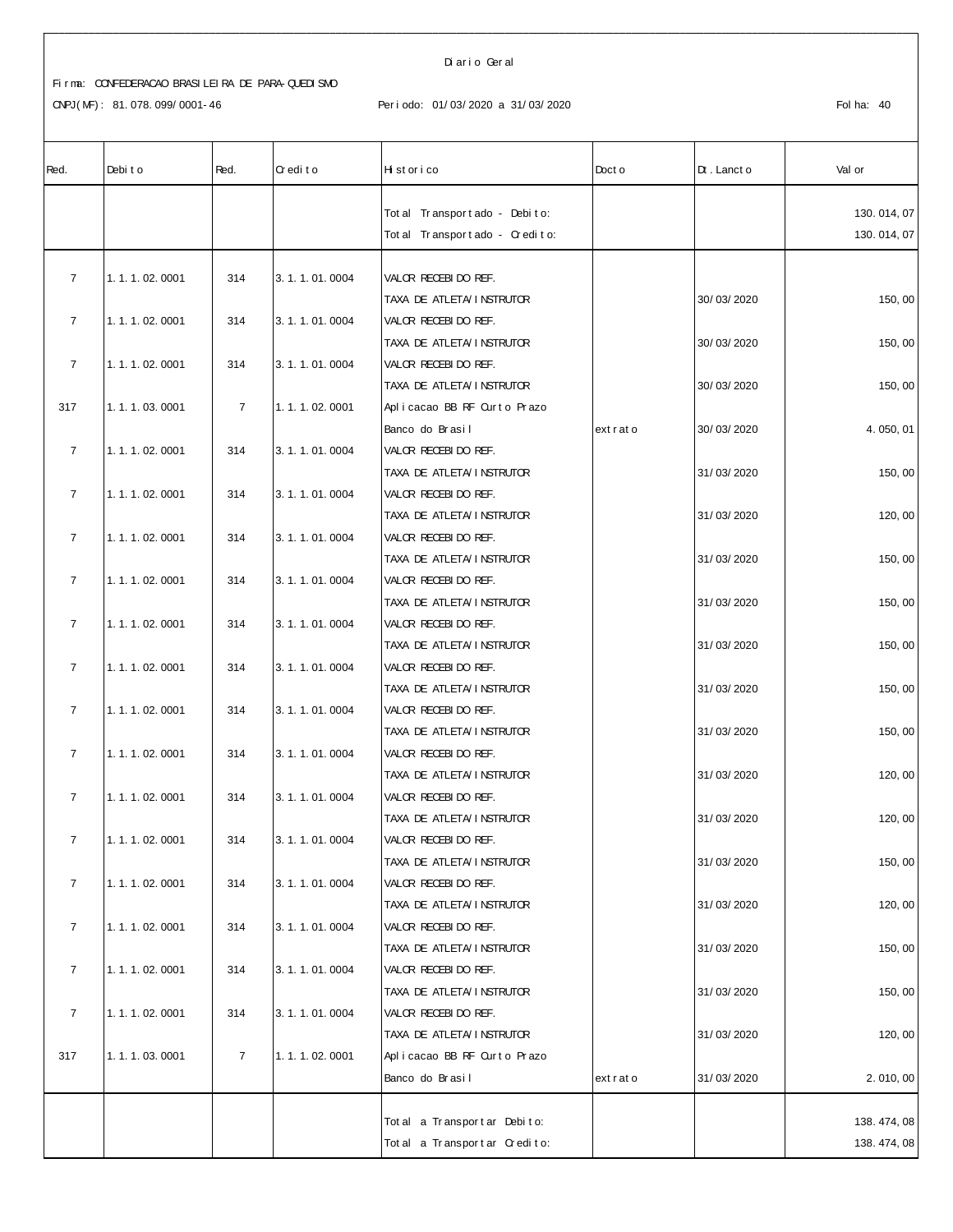Diario Geral

Firma: CONFEDERACAO BRASILEIRA DE PARA-QUEDISMO

CNPJ(MF): 81.078.099/0001-46

Periodo: 01/03/2020 a 31/03/2020

Folha: 40

| Red. | Debito | Red. | Credito | Historico | Docto | Dt.Lancto | Valor |
|---|---|---|---|---|---|---|---|
| | | | | Total Transportado - Debito: | | | 130.014,07 |
| | | | | Total Transportado - Credito: | | | 130.014,07 |
| 7 | 1.1.1.02.0001 | 314 | 3.1.1.01.0004 | VALOR RECEBIDO REF. TAXA DE ATLETA/INSTRUTOR | | 30/03/2020 | 150,00 |
| 7 | 1.1.1.02.0001 | 314 | 3.1.1.01.0004 | VALOR RECEBIDO REF. TAXA DE ATLETA/INSTRUTOR | | 30/03/2020 | 150,00 |
| 7 | 1.1.1.02.0001 | 314 | 3.1.1.01.0004 | VALOR RECEBIDO REF. TAXA DE ATLETA/INSTRUTOR | | 30/03/2020 | 150,00 |
| 317 | 1.1.1.03.0001 | 7 | 1.1.1.02.0001 | Aplicacao BB RF Curto Prazo Banco do Brasil | extrato | 30/03/2020 | 4.050,01 |
| 7 | 1.1.1.02.0001 | 314 | 3.1.1.01.0004 | VALOR RECEBIDO REF. TAXA DE ATLETA/INSTRUTOR | | 31/03/2020 | 150,00 |
| 7 | 1.1.1.02.0001 | 314 | 3.1.1.01.0004 | VALOR RECEBIDO REF. TAXA DE ATLETA/INSTRUTOR | | 31/03/2020 | 120,00 |
| 7 | 1.1.1.02.0001 | 314 | 3.1.1.01.0004 | VALOR RECEBIDO REF. TAXA DE ATLETA/INSTRUTOR | | 31/03/2020 | 150,00 |
| 7 | 1.1.1.02.0001 | 314 | 3.1.1.01.0004 | VALOR RECEBIDO REF. TAXA DE ATLETA/INSTRUTOR | | 31/03/2020 | 150,00 |
| 7 | 1.1.1.02.0001 | 314 | 3.1.1.01.0004 | VALOR RECEBIDO REF. TAXA DE ATLETA/INSTRUTOR | | 31/03/2020 | 150,00 |
| 7 | 1.1.1.02.0001 | 314 | 3.1.1.01.0004 | VALOR RECEBIDO REF. TAXA DE ATLETA/INSTRUTOR | | 31/03/2020 | 150,00 |
| 7 | 1.1.1.02.0001 | 314 | 3.1.1.01.0004 | VALOR RECEBIDO REF. TAXA DE ATLETA/INSTRUTOR | | 31/03/2020 | 150,00 |
| 7 | 1.1.1.02.0001 | 314 | 3.1.1.01.0004 | VALOR RECEBIDO REF. TAXA DE ATLETA/INSTRUTOR | | 31/03/2020 | 120,00 |
| 7 | 1.1.1.02.0001 | 314 | 3.1.1.01.0004 | VALOR RECEBIDO REF. TAXA DE ATLETA/INSTRUTOR | | 31/03/2020 | 120,00 |
| 7 | 1.1.1.02.0001 | 314 | 3.1.1.01.0004 | VALOR RECEBIDO REF. TAXA DE ATLETA/INSTRUTOR | | 31/03/2020 | 150,00 |
| 7 | 1.1.1.02.0001 | 314 | 3.1.1.01.0004 | VALOR RECEBIDO REF. TAXA DE ATLETA/INSTRUTOR | | 31/03/2020 | 120,00 |
| 7 | 1.1.1.02.0001 | 314 | 3.1.1.01.0004 | VALOR RECEBIDO REF. TAXA DE ATLETA/INSTRUTOR | | 31/03/2020 | 150,00 |
| 7 | 1.1.1.02.0001 | 314 | 3.1.1.01.0004 | VALOR RECEBIDO REF. TAXA DE ATLETA/INSTRUTOR | | 31/03/2020 | 150,00 |
| 7 | 1.1.1.02.0001 | 314 | 3.1.1.01.0004 | VALOR RECEBIDO REF. TAXA DE ATLETA/INSTRUTOR | | 31/03/2020 | 120,00 |
| 317 | 1.1.1.03.0001 | 7 | 1.1.1.02.0001 | Aplicacao BB RF Curto Prazo Banco do Brasil | extrato | 31/03/2020 | 2.010,00 |
| | | | | Total a Transportar Debito: | | | 138.474,08 |
| | | | | Total a Transportar Credito: | | | 138.474,08 |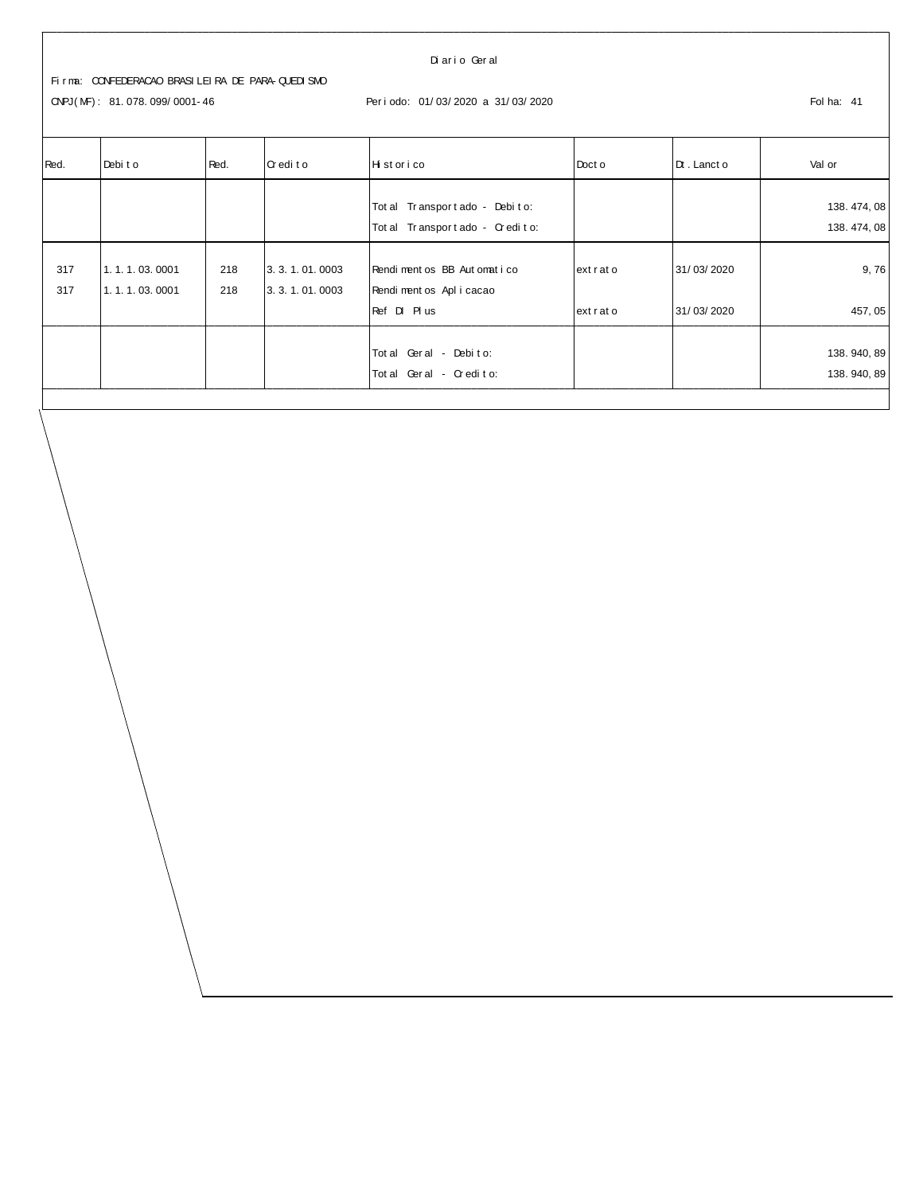Diario Geral

Firma: CONFEDERACAO BRASILEIRA DE PARA-QUEDISMO

CNPJ(MF): 81.078.099/0001-46 Periodo: 01/03/2020 a 31/03/2020 Folha: 41

| Red. | Debito | Red. | Credito | Historico | Docto | Dt. Lancto | Valor |
|---|---|---|---|---|---|---|---|
| | | | | Total Transportado - Debito: | | | 138.474,08 |
| | | | | Total Transportado - Credito: | | | 138.474,08 |
| 317 | 1.1.1.03.0001 | 218 | 3.3.1.01.0003 | Rendimentos BB Automatico | extrato | 31/03/2020 | 9,76 |
| 317 | 1.1.1.03.0001 | 218 | 3.3.1.01.0003 | Rendimentos Aplicacao Ref DI Plus | extrato | 31/03/2020 | 457,05 |
| | | | | Total Geral - Debito: | | | 138.940,89 |
| | | | | Total Geral - Credito: | | | 138.940,89 |